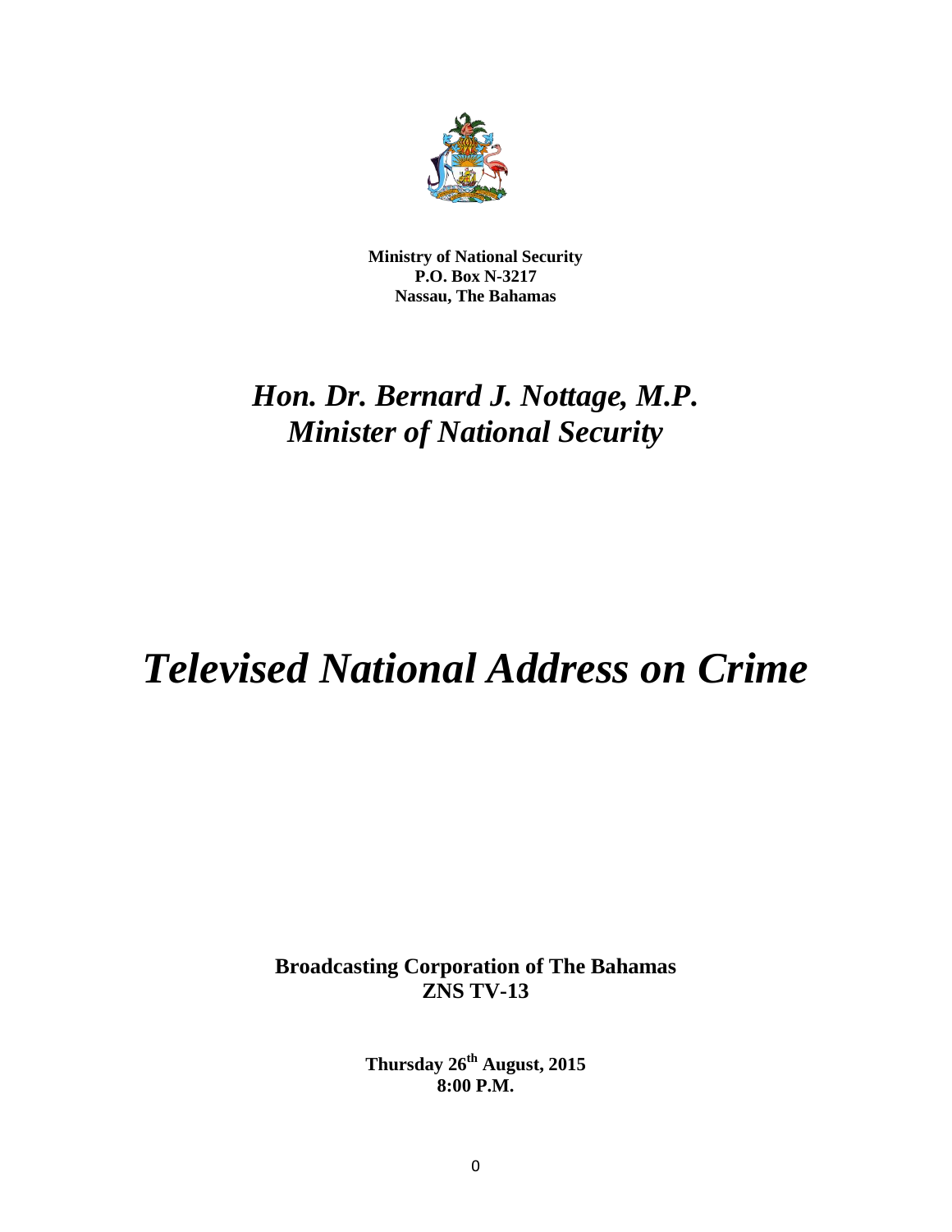**Ministry of National Security**
**P.O. Box N-3217**
**Nassau, The Bahamas**

## *Hon. Dr. Bernard J. Nottage, M.P.*
## *Minister of National Security*

# *Televised National Address on Crime*

**Broadcasting Corporation of The Bahamas**
**ZNS TV-13**

**Thursday 26th August, 2015**
**8:00 P.M.**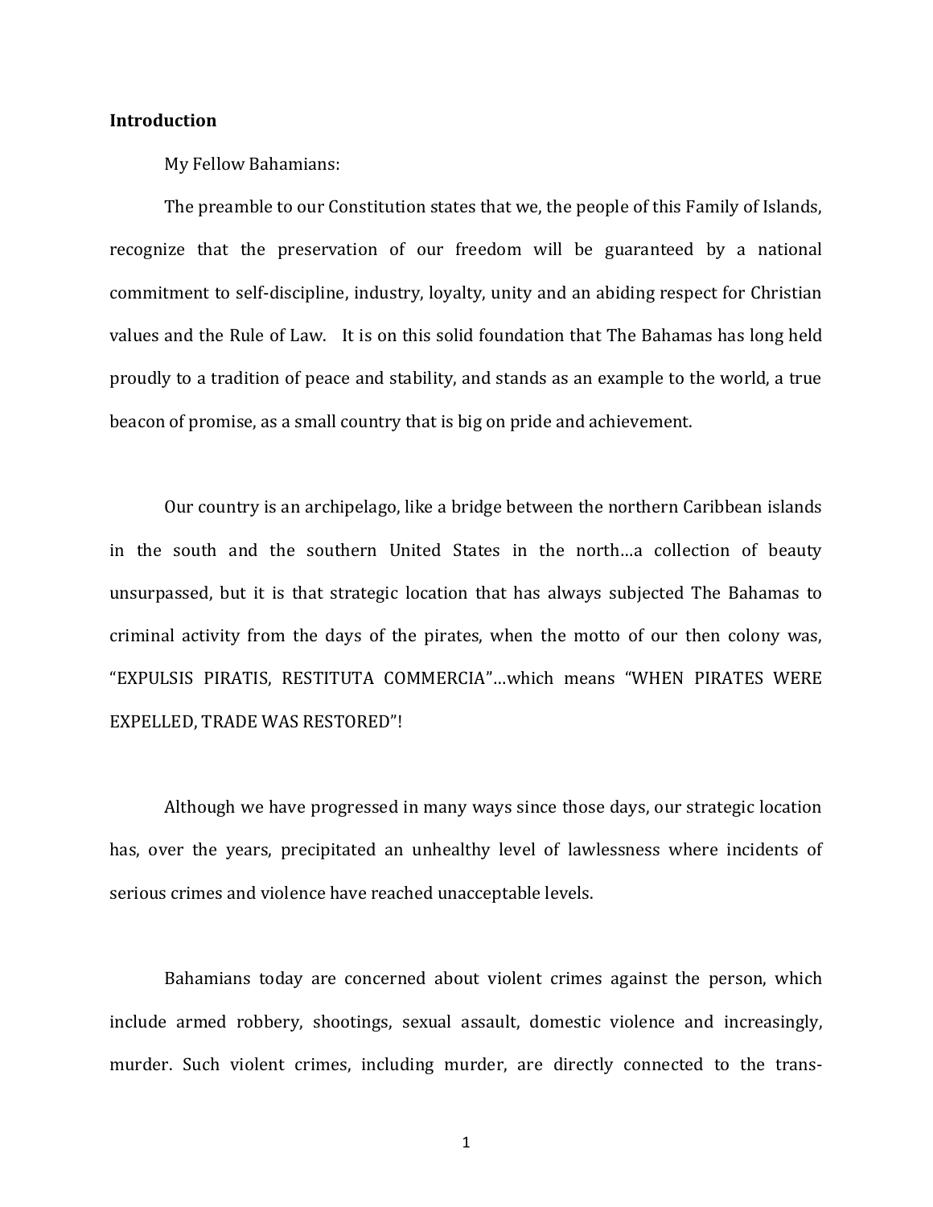**Introduction**

My Fellow Bahamians:

The preamble to our Constitution states that we, the people of this Family of Islands, recognize that the preservation of our freedom will be guaranteed by a national commitment to self-discipline, industry, loyalty, unity and an abiding respect for Christian values and the Rule of Law. It is on this solid foundation that The Bahamas has long held proudly to a tradition of peace and stability, and stands as an example to the world, a true beacon of promise, as a small country that is big on pride and achievement.

Our country is an archipelago, like a bridge between the northern Caribbean islands in the south and the southern United States in the north…a collection of beauty unsurpassed, but it is that strategic location that has always subjected The Bahamas to criminal activity from the days of the pirates, when the motto of our then colony was, "EXPULSIS PIRATIS, RESTITUTA COMMERCIA"…which means "WHEN PIRATES WERE EXPELLED, TRADE WAS RESTORED"!

Although we have progressed in many ways since those days, our strategic location has, over the years, precipitated an unhealthy level of lawlessness where incidents of serious crimes and violence have reached unacceptable levels.

Bahamians today are concerned about violent crimes against the person, which include armed robbery, shootings, sexual assault, domestic violence and increasingly, murder. Such violent crimes, including murder, are directly connected to the trans-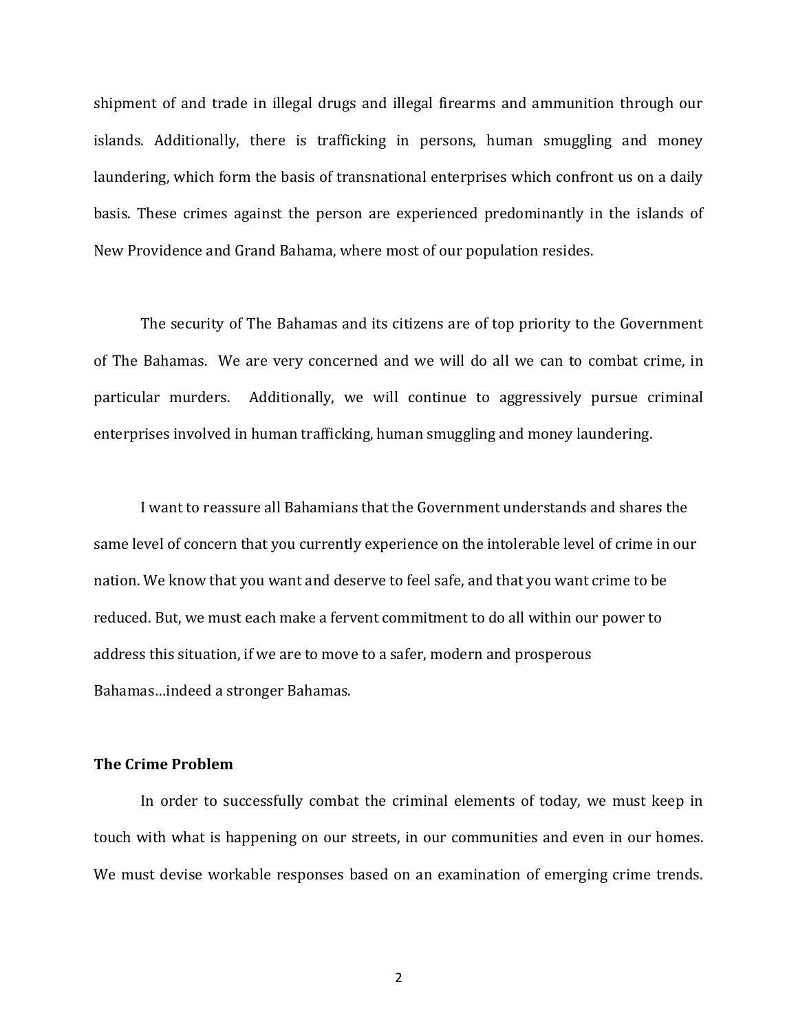shipment of and trade in illegal drugs and illegal firearms and ammunition through our islands. Additionally, there is trafficking in persons, human smuggling and money laundering, which form the basis of transnational enterprises which confront us on a daily basis. These crimes against the person are experienced predominantly in the islands of New Providence and Grand Bahama, where most of our population resides.

The security of The Bahamas and its citizens are of top priority to the Government of The Bahamas. We are very concerned and we will do all we can to combat crime, in particular murders. Additionally, we will continue to aggressively pursue criminal enterprises involved in human trafficking, human smuggling and money laundering.

I want to reassure all Bahamians that the Government understands and shares the same level of concern that you currently experience on the intolerable level of crime in our nation. We know that you want and deserve to feel safe, and that you want crime to be reduced. But, we must each make a fervent commitment to do all within our power to address this situation, if we are to move to a safer, modern and prosperous Bahamas…indeed a stronger Bahamas.

**The Crime Problem**

In order to successfully combat the criminal elements of today, we must keep in touch with what is happening on our streets, in our communities and even in our homes. We must devise workable responses based on an examination of emerging crime trends.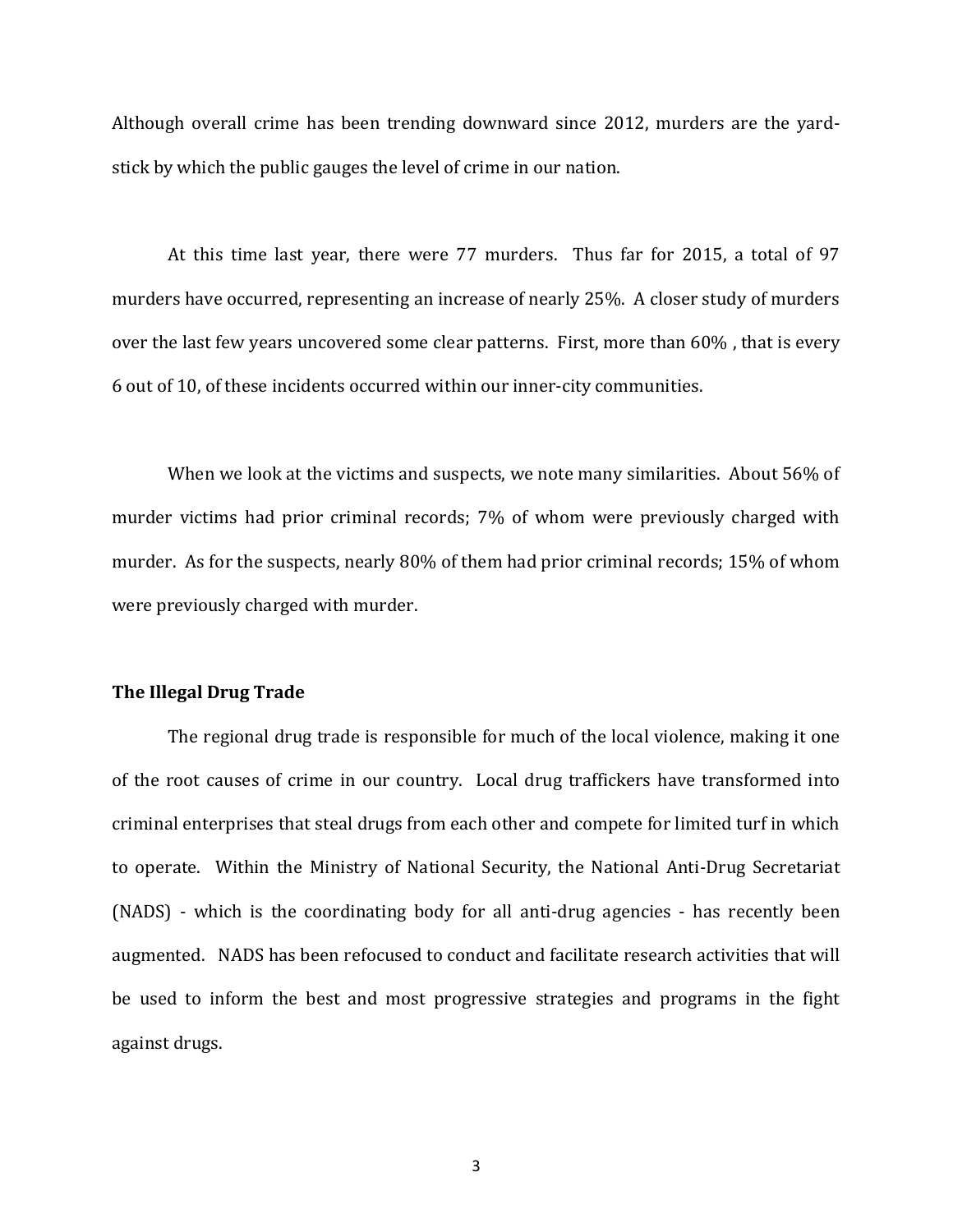Although overall crime has been trending downward since 2012, murders are the yard-stick by which the public gauges the level of crime in our nation.

At this time last year, there were 77 murders. Thus far for 2015, a total of 97 murders have occurred, representing an increase of nearly 25%. A closer study of murders over the last few years uncovered some clear patterns. First, more than 60% , that is every 6 out of 10, of these incidents occurred within our inner-city communities.

When we look at the victims and suspects, we note many similarities. About 56% of murder victims had prior criminal records; 7% of whom were previously charged with murder. As for the suspects, nearly 80% of them had prior criminal records; 15% of whom were previously charged with murder.

**The Illegal Drug Trade**

The regional drug trade is responsible for much of the local violence, making it one of the root causes of crime in our country. Local drug traffickers have transformed into criminal enterprises that steal drugs from each other and compete for limited turf in which to operate. Within the Ministry of National Security, the National Anti-Drug Secretariat (NADS) - which is the coordinating body for all anti-drug agencies - has recently been augmented. NADS has been refocused to conduct and facilitate research activities that will be used to inform the best and most progressive strategies and programs in the fight against drugs.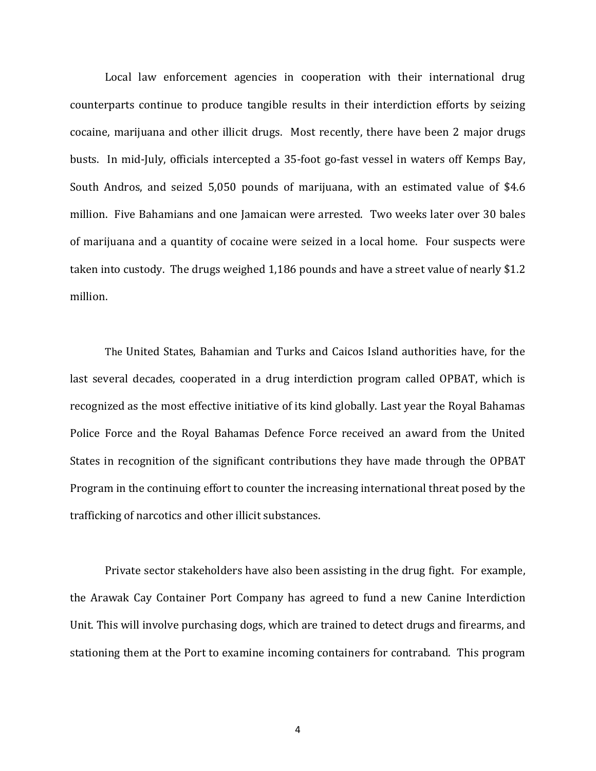Local law enforcement agencies in cooperation with their international drug counterparts continue to produce tangible results in their interdiction efforts by seizing cocaine, marijuana and other illicit drugs. Most recently, there have been 2 major drugs busts. In mid-July, officials intercepted a 35-foot go-fast vessel in waters off Kemps Bay, South Andros, and seized 5,050 pounds of marijuana, with an estimated value of $4.6 million. Five Bahamians and one Jamaican were arrested. Two weeks later over 30 bales of marijuana and a quantity of cocaine were seized in a local home. Four suspects were taken into custody. The drugs weighed 1,186 pounds and have a street value of nearly $1.2 million.

The United States, Bahamian and Turks and Caicos Island authorities have, for the last several decades, cooperated in a drug interdiction program called OPBAT, which is recognized as the most effective initiative of its kind globally. Last year the Royal Bahamas Police Force and the Royal Bahamas Defence Force received an award from the United States in recognition of the significant contributions they have made through the OPBAT Program in the continuing effort to counter the increasing international threat posed by the trafficking of narcotics and other illicit substances.

Private sector stakeholders have also been assisting in the drug fight. For example, the Arawak Cay Container Port Company has agreed to fund a new Canine Interdiction Unit. This will involve purchasing dogs, which are trained to detect drugs and firearms, and stationing them at the Port to examine incoming containers for contraband. This program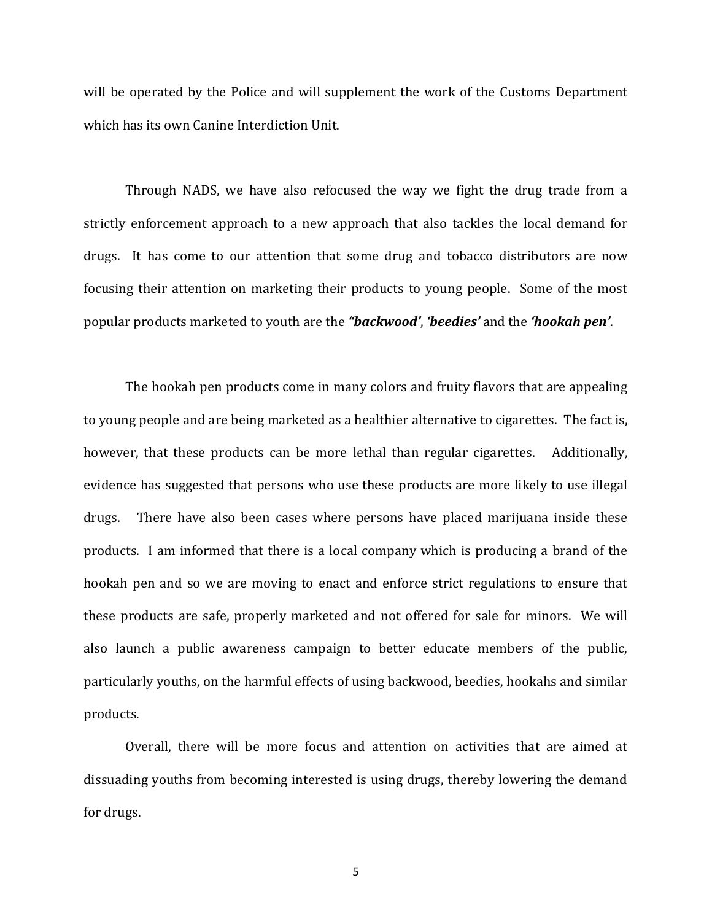will be operated by the Police and will supplement the work of the Customs Department which has its own Canine Interdiction Unit.

Through NADS, we have also refocused the way we fight the drug trade from a strictly enforcement approach to a new approach that also tackles the local demand for drugs. It has come to our attention that some drug and tobacco distributors are now focusing their attention on marketing their products to young people. Some of the most popular products marketed to youth are the ***"backwood'***, ***'beedies'*** and the ***'hookah pen'***.

The hookah pen products come in many colors and fruity flavors that are appealing to young people and are being marketed as a healthier alternative to cigarettes. The fact is, however, that these products can be more lethal than regular cigarettes. Additionally, evidence has suggested that persons who use these products are more likely to use illegal drugs. There have also been cases where persons have placed marijuana inside these products. I am informed that there is a local company which is producing a brand of the hookah pen and so we are moving to enact and enforce strict regulations to ensure that these products are safe, properly marketed and not offered for sale for minors. We will also launch a public awareness campaign to better educate members of the public, particularly youths, on the harmful effects of using backwood, beedies, hookahs and similar products.

Overall, there will be more focus and attention on activities that are aimed at dissuading youths from becoming interested is using drugs, thereby lowering the demand for drugs.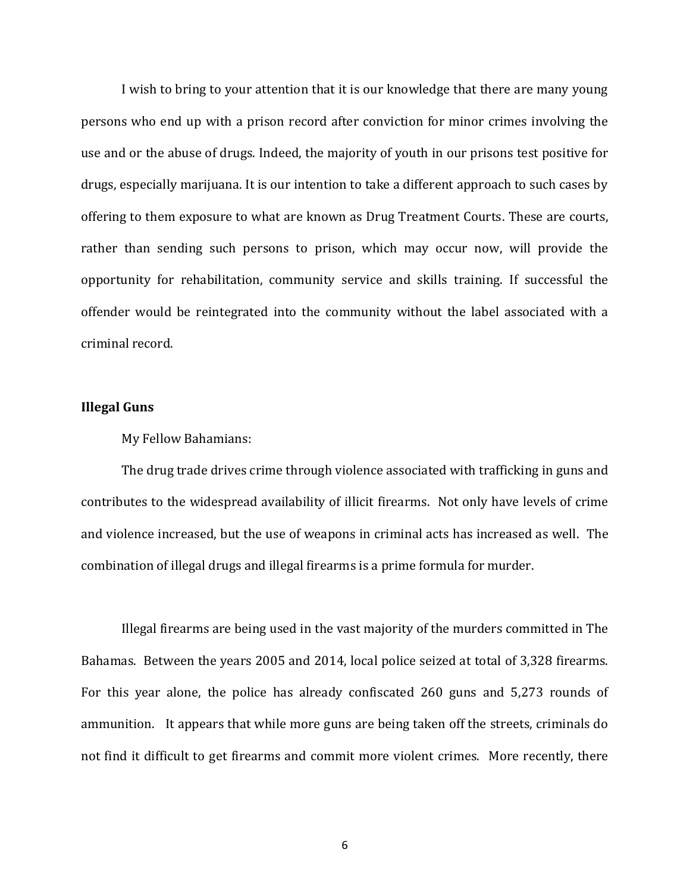I wish to bring to your attention that it is our knowledge that there are many young persons who end up with a prison record after conviction for minor crimes involving the use and or the abuse of drugs. Indeed, the majority of youth in our prisons test positive for drugs, especially marijuana. It is our intention to take a different approach to such cases by offering to them exposure to what are known as Drug Treatment Courts. These are courts, rather than sending such persons to prison, which may occur now, will provide the opportunity for rehabilitation, community service and skills training. If successful the offender would be reintegrated into the community without the label associated with a criminal record.

**Illegal Guns**

My Fellow Bahamians:

The drug trade drives crime through violence associated with trafficking in guns and contributes to the widespread availability of illicit firearms. Not only have levels of crime and violence increased, but the use of weapons in criminal acts has increased as well. The combination of illegal drugs and illegal firearms is a prime formula for murder.

Illegal firearms are being used in the vast majority of the murders committed in The Bahamas. Between the years 2005 and 2014, local police seized at total of 3,328 firearms. For this year alone, the police has already confiscated 260 guns and 5,273 rounds of ammunition. It appears that while more guns are being taken off the streets, criminals do not find it difficult to get firearms and commit more violent crimes. More recently, there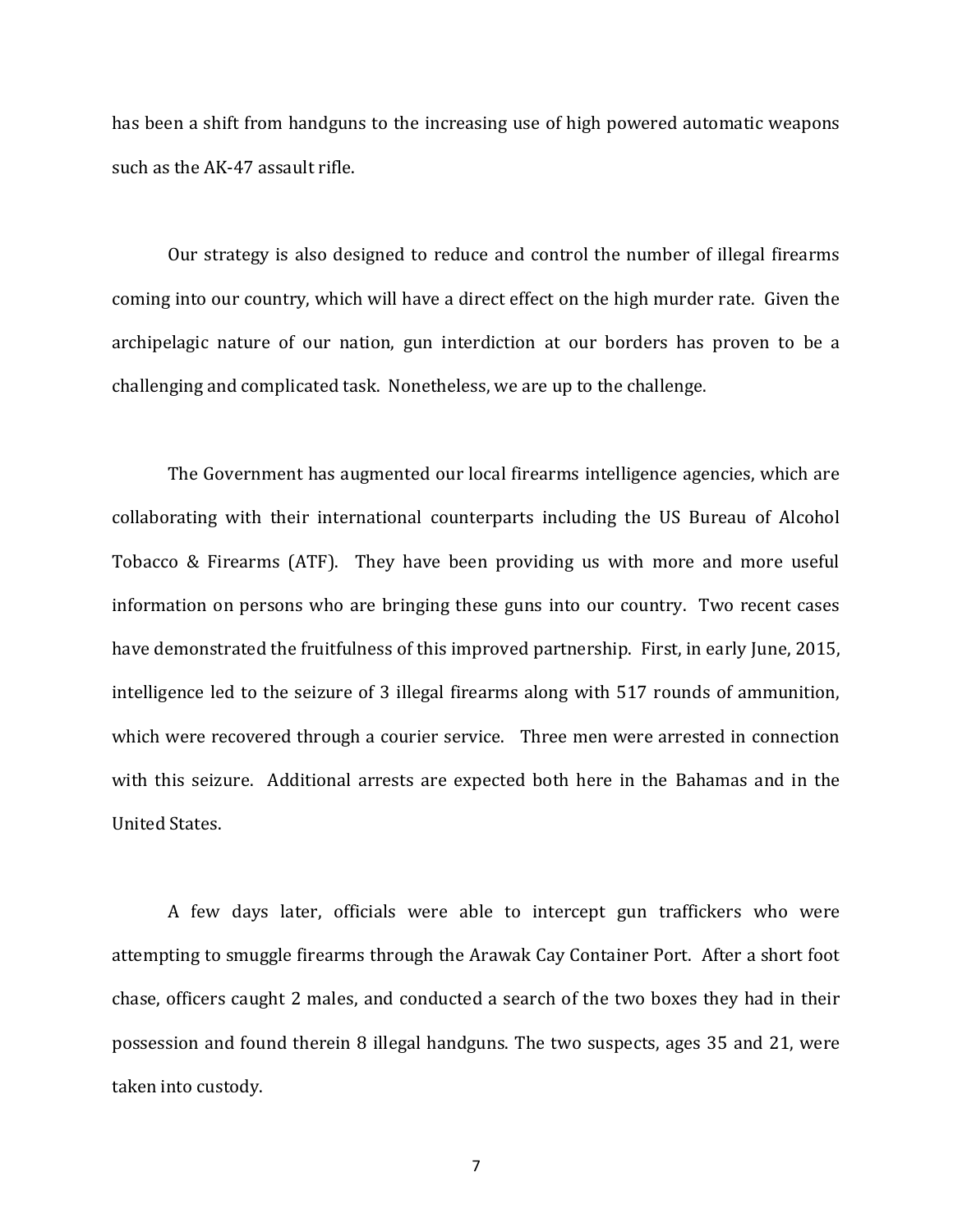has been a shift from handguns to the increasing use of high powered automatic weapons such as the AK-47 assault rifle.

Our strategy is also designed to reduce and control the number of illegal firearms coming into our country, which will have a direct effect on the high murder rate. Given the archipelagic nature of our nation, gun interdiction at our borders has proven to be a challenging and complicated task. Nonetheless, we are up to the challenge.

The Government has augmented our local firearms intelligence agencies, which are collaborating with their international counterparts including the US Bureau of Alcohol Tobacco & Firearms (ATF). They have been providing us with more and more useful information on persons who are bringing these guns into our country. Two recent cases have demonstrated the fruitfulness of this improved partnership. First, in early June, 2015, intelligence led to the seizure of 3 illegal firearms along with 517 rounds of ammunition, which were recovered through a courier service. Three men were arrested in connection with this seizure. Additional arrests are expected both here in the Bahamas and in the United States.

A few days later, officials were able to intercept gun traffickers who were attempting to smuggle firearms through the Arawak Cay Container Port. After a short foot chase, officers caught 2 males, and conducted a search of the two boxes they had in their possession and found therein 8 illegal handguns. The two suspects, ages 35 and 21, were taken into custody.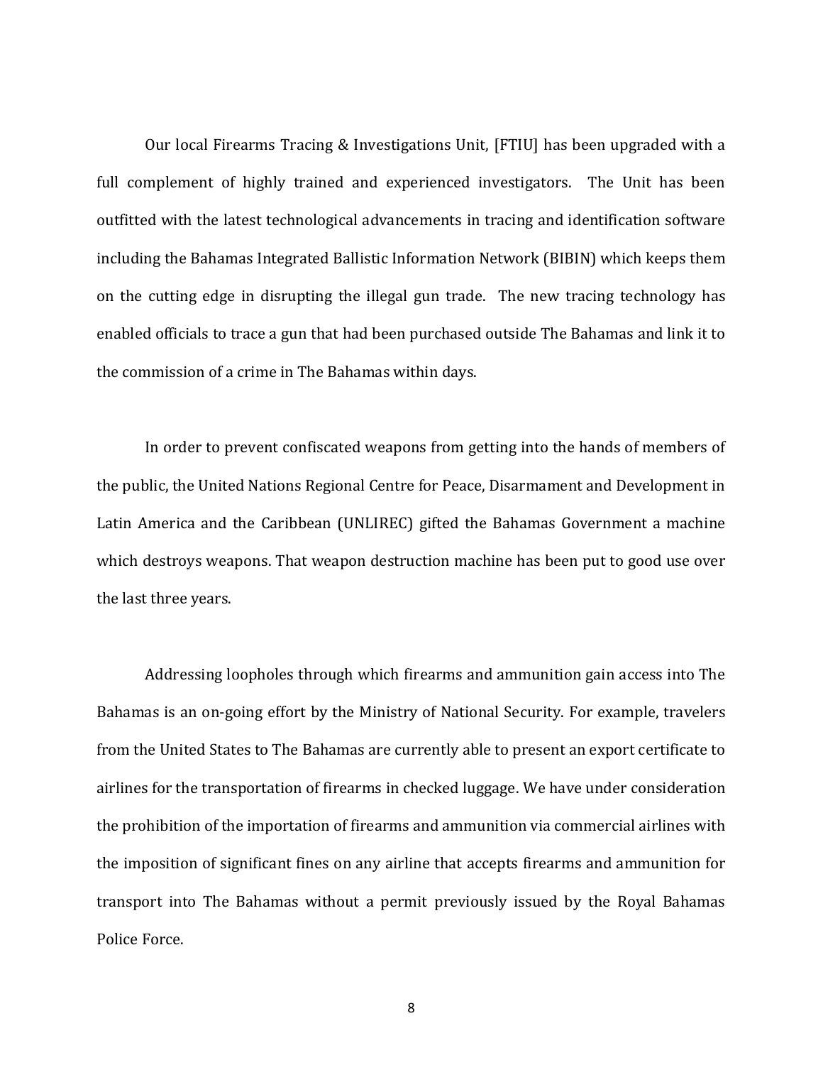Our local Firearms Tracing & Investigations Unit, [FTIU] has been upgraded with a full complement of highly trained and experienced investigators. The Unit has been outfitted with the latest technological advancements in tracing and identification software including the Bahamas Integrated Ballistic Information Network (BIBIN) which keeps them on the cutting edge in disrupting the illegal gun trade. The new tracing technology has enabled officials to trace a gun that had been purchased outside The Bahamas and link it to the commission of a crime in The Bahamas within days.

In order to prevent confiscated weapons from getting into the hands of members of the public, the United Nations Regional Centre for Peace, Disarmament and Development in Latin America and the Caribbean (UNLIREC) gifted the Bahamas Government a machine which destroys weapons. That weapon destruction machine has been put to good use over the last three years.

Addressing loopholes through which firearms and ammunition gain access into The Bahamas is an on-going effort by the Ministry of National Security. For example, travelers from the United States to The Bahamas are currently able to present an export certificate to airlines for the transportation of firearms in checked luggage. We have under consideration the prohibition of the importation of firearms and ammunition via commercial airlines with the imposition of significant fines on any airline that accepts firearms and ammunition for transport into The Bahamas without a permit previously issued by the Royal Bahamas Police Force.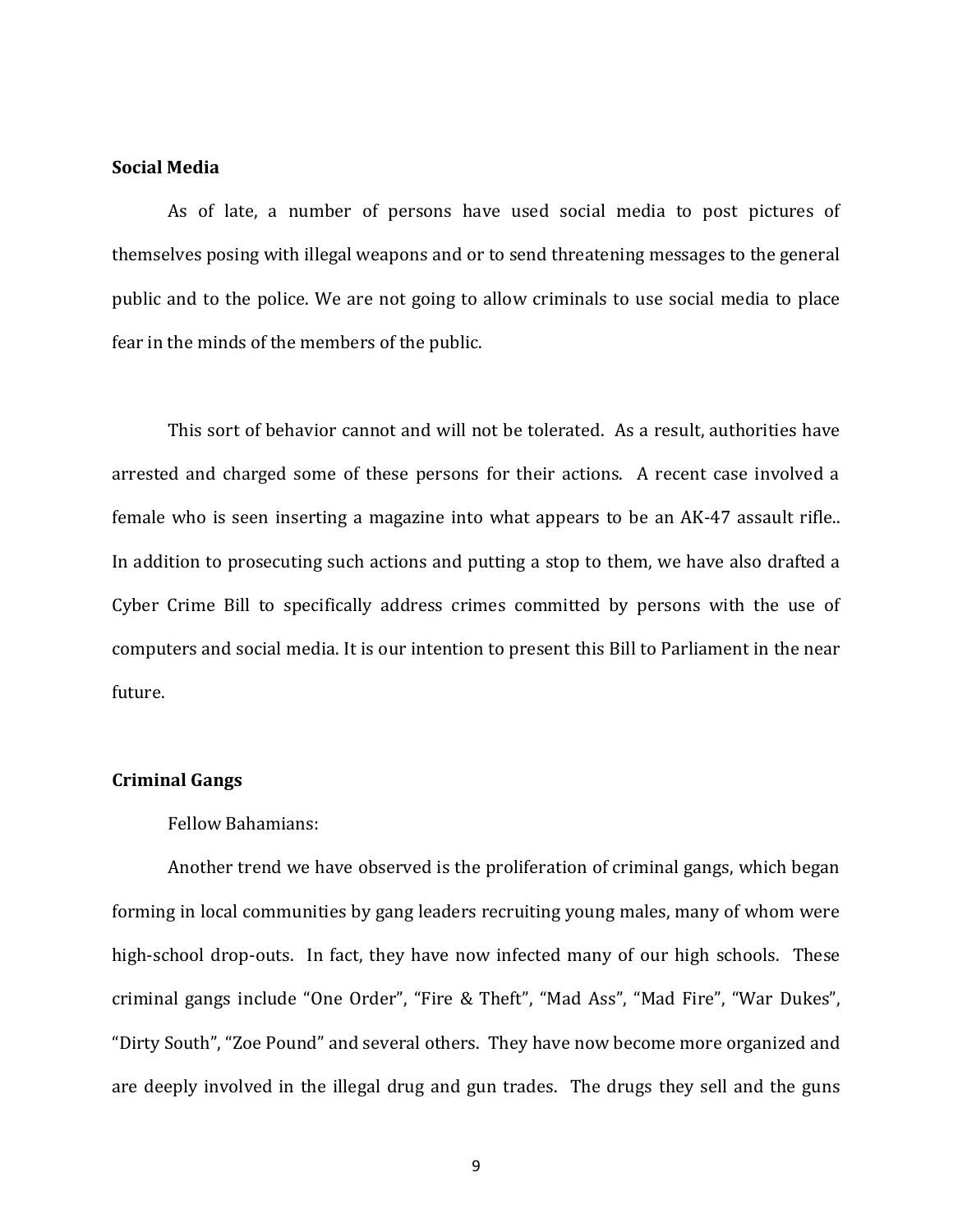**Social Media**

As of late, a number of persons have used social media to post pictures of themselves posing with illegal weapons and or to send threatening messages to the general public and to the police. We are not going to allow criminals to use social media to place fear in the minds of the members of the public.

This sort of behavior cannot and will not be tolerated. As a result, authorities have arrested and charged some of these persons for their actions. A recent case involved a female who is seen inserting a magazine into what appears to be an AK-47 assault rifle.. In addition to prosecuting such actions and putting a stop to them, we have also drafted a Cyber Crime Bill to specifically address crimes committed by persons with the use of computers and social media. It is our intention to present this Bill to Parliament in the near future.

**Criminal Gangs**

Fellow Bahamians:

Another trend we have observed is the proliferation of criminal gangs, which began forming in local communities by gang leaders recruiting young males, many of whom were high-school drop-outs. In fact, they have now infected many of our high schools. These criminal gangs include "One Order", "Fire & Theft", "Mad Ass", "Mad Fire", "War Dukes", "Dirty South", "Zoe Pound" and several others. They have now become more organized and are deeply involved in the illegal drug and gun trades. The drugs they sell and the guns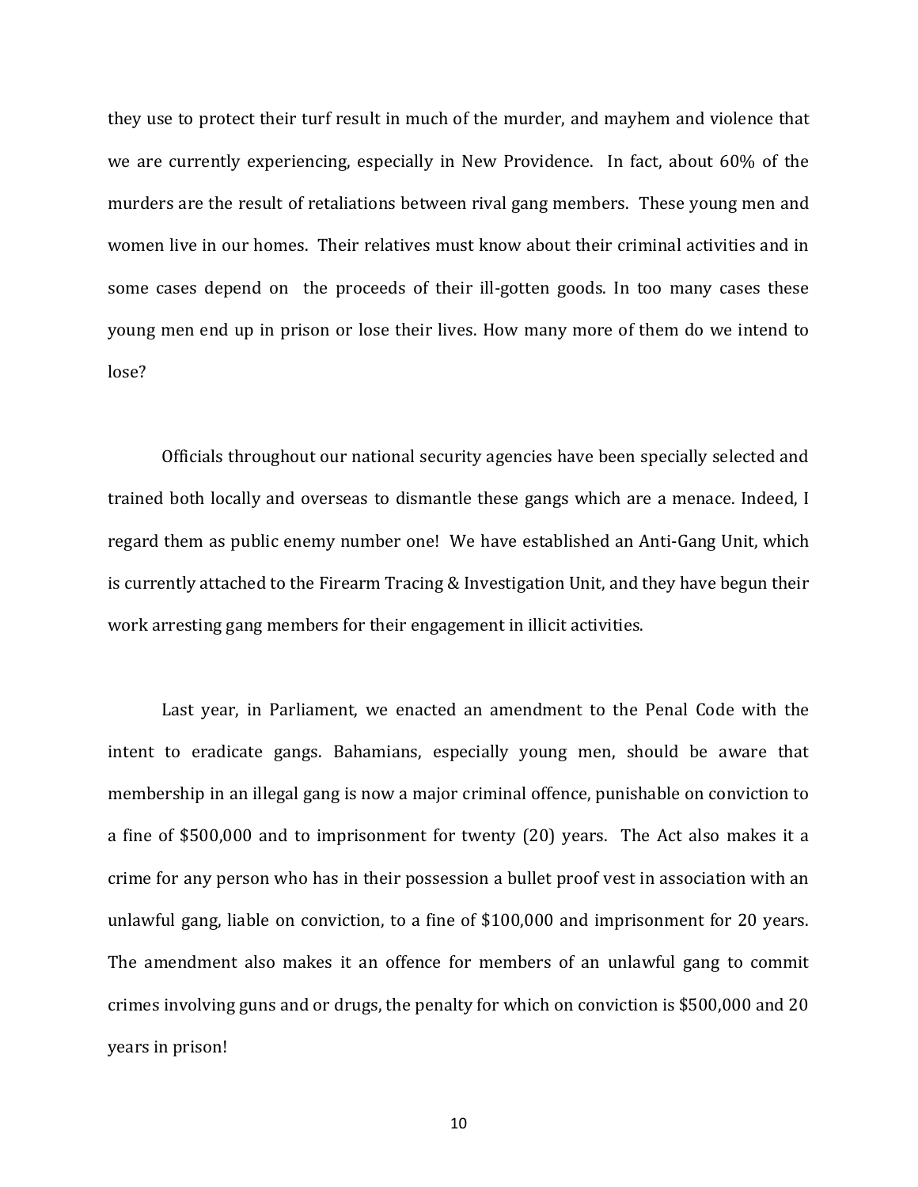they use to protect their turf result in much of the murder, and mayhem and violence that we are currently experiencing, especially in New Providence. In fact, about 60% of the murders are the result of retaliations between rival gang members. These young men and women live in our homes. Their relatives must know about their criminal activities and in some cases depend on the proceeds of their ill-gotten goods. In too many cases these young men end up in prison or lose their lives. How many more of them do we intend to lose?

Officials throughout our national security agencies have been specially selected and trained both locally and overseas to dismantle these gangs which are a menace. Indeed, I regard them as public enemy number one! We have established an Anti-Gang Unit, which is currently attached to the Firearm Tracing & Investigation Unit, and they have begun their work arresting gang members for their engagement in illicit activities.

Last year, in Parliament, we enacted an amendment to the Penal Code with the intent to eradicate gangs. Bahamians, especially young men, should be aware that membership in an illegal gang is now a major criminal offence, punishable on conviction to a fine of $500,000 and to imprisonment for twenty (20) years. The Act also makes it a crime for any person who has in their possession a bullet proof vest in association with an unlawful gang, liable on conviction, to a fine of $100,000 and imprisonment for 20 years. The amendment also makes it an offence for members of an unlawful gang to commit crimes involving guns and or drugs, the penalty for which on conviction is $500,000 and 20 years in prison!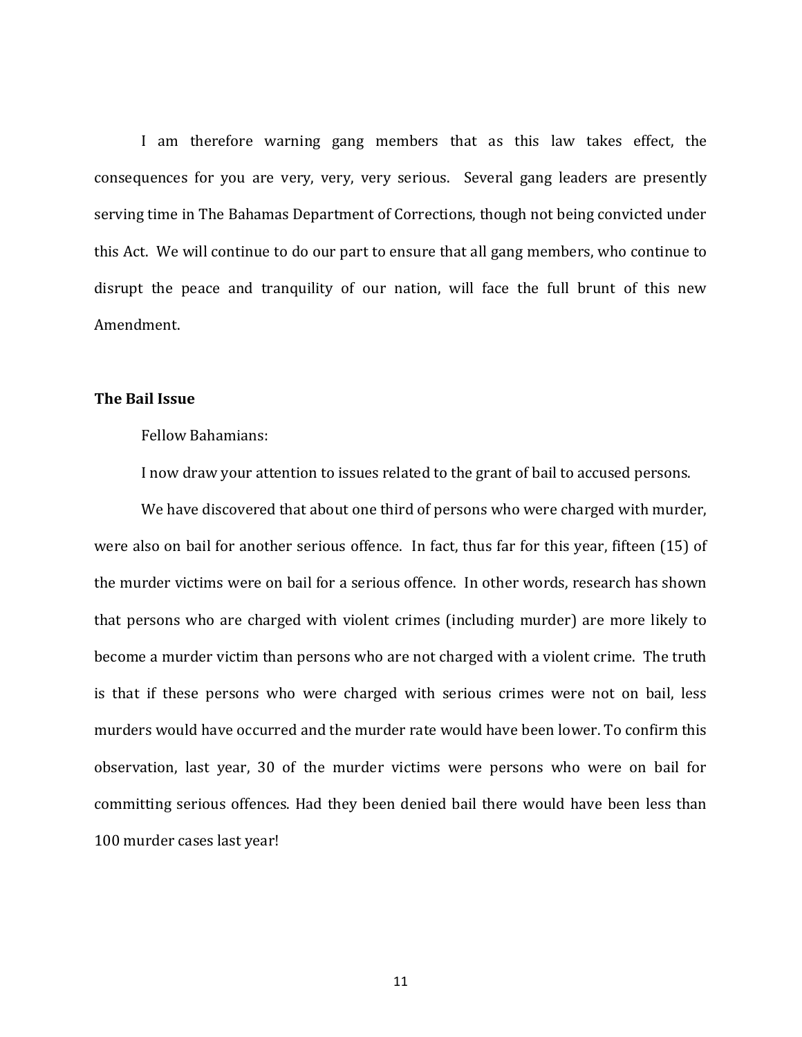I am therefore warning gang members that as this law takes effect, the consequences for you are very, very, very serious. Several gang leaders are presently serving time in The Bahamas Department of Corrections, though not being convicted under this Act. We will continue to do our part to ensure that all gang members, who continue to disrupt the peace and tranquility of our nation, will face the full brunt of this new Amendment.

**The Bail Issue**

Fellow Bahamians:

I now draw your attention to issues related to the grant of bail to accused persons.

We have discovered that about one third of persons who were charged with murder, were also on bail for another serious offence. In fact, thus far for this year, fifteen (15) of the murder victims were on bail for a serious offence. In other words, research has shown that persons who are charged with violent crimes (including murder) are more likely to become a murder victim than persons who are not charged with a violent crime. The truth is that if these persons who were charged with serious crimes were not on bail, less murders would have occurred and the murder rate would have been lower. To confirm this observation, last year, 30 of the murder victims were persons who were on bail for committing serious offences. Had they been denied bail there would have been less than 100 murder cases last year!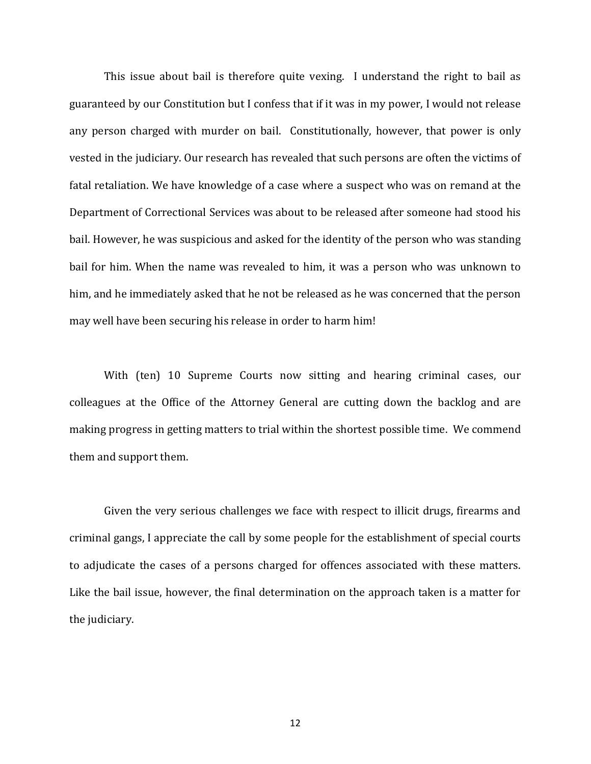This issue about bail is therefore quite vexing. I understand the right to bail as guaranteed by our Constitution but I confess that if it was in my power, I would not release any person charged with murder on bail. Constitutionally, however, that power is only vested in the judiciary. Our research has revealed that such persons are often the victims of fatal retaliation. We have knowledge of a case where a suspect who was on remand at the Department of Correctional Services was about to be released after someone had stood his bail. However, he was suspicious and asked for the identity of the person who was standing bail for him. When the name was revealed to him, it was a person who was unknown to him, and he immediately asked that he not be released as he was concerned that the person may well have been securing his release in order to harm him!

With (ten) 10 Supreme Courts now sitting and hearing criminal cases, our colleagues at the Office of the Attorney General are cutting down the backlog and are making progress in getting matters to trial within the shortest possible time. We commend them and support them.

Given the very serious challenges we face with respect to illicit drugs, firearms and criminal gangs, I appreciate the call by some people for the establishment of special courts to adjudicate the cases of a persons charged for offences associated with these matters. Like the bail issue, however, the final determination on the approach taken is a matter for the judiciary.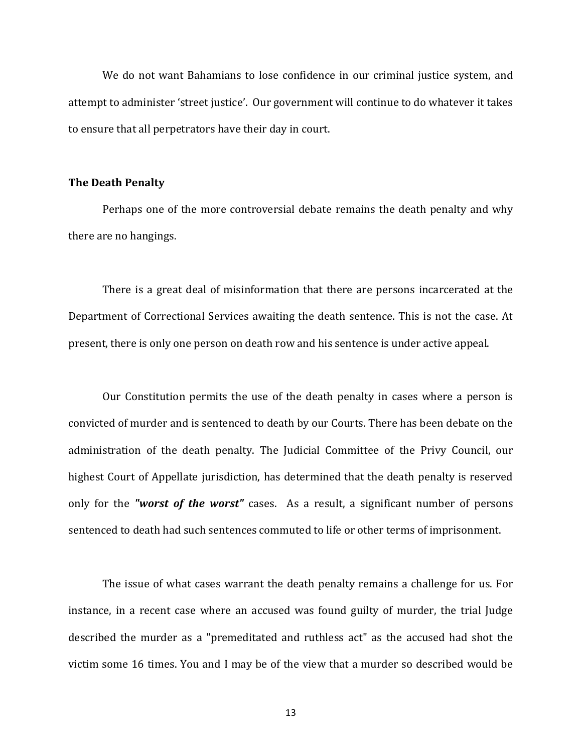We do not want Bahamians to lose confidence in our criminal justice system, and attempt to administer 'street justice'. Our government will continue to do whatever it takes to ensure that all perpetrators have their day in court.

**The Death Penalty**

Perhaps one of the more controversial debate remains the death penalty and why there are no hangings.

There is a great deal of misinformation that there are persons incarcerated at the Department of Correctional Services awaiting the death sentence. This is not the case. At present, there is only one person on death row and his sentence is under active appeal.

Our Constitution permits the use of the death penalty in cases where a person is convicted of murder and is sentenced to death by our Courts. There has been debate on the administration of the death penalty. The Judicial Committee of the Privy Council, our highest Court of Appellate jurisdiction, has determined that the death penalty is reserved only for the ***"worst of the worst"*** cases. As a result, a significant number of persons sentenced to death had such sentences commuted to life or other terms of imprisonment.

The issue of what cases warrant the death penalty remains a challenge for us. For instance, in a recent case where an accused was found guilty of murder, the trial Judge described the murder as a "premeditated and ruthless act" as the accused had shot the victim some 16 times. You and I may be of the view that a murder so described would be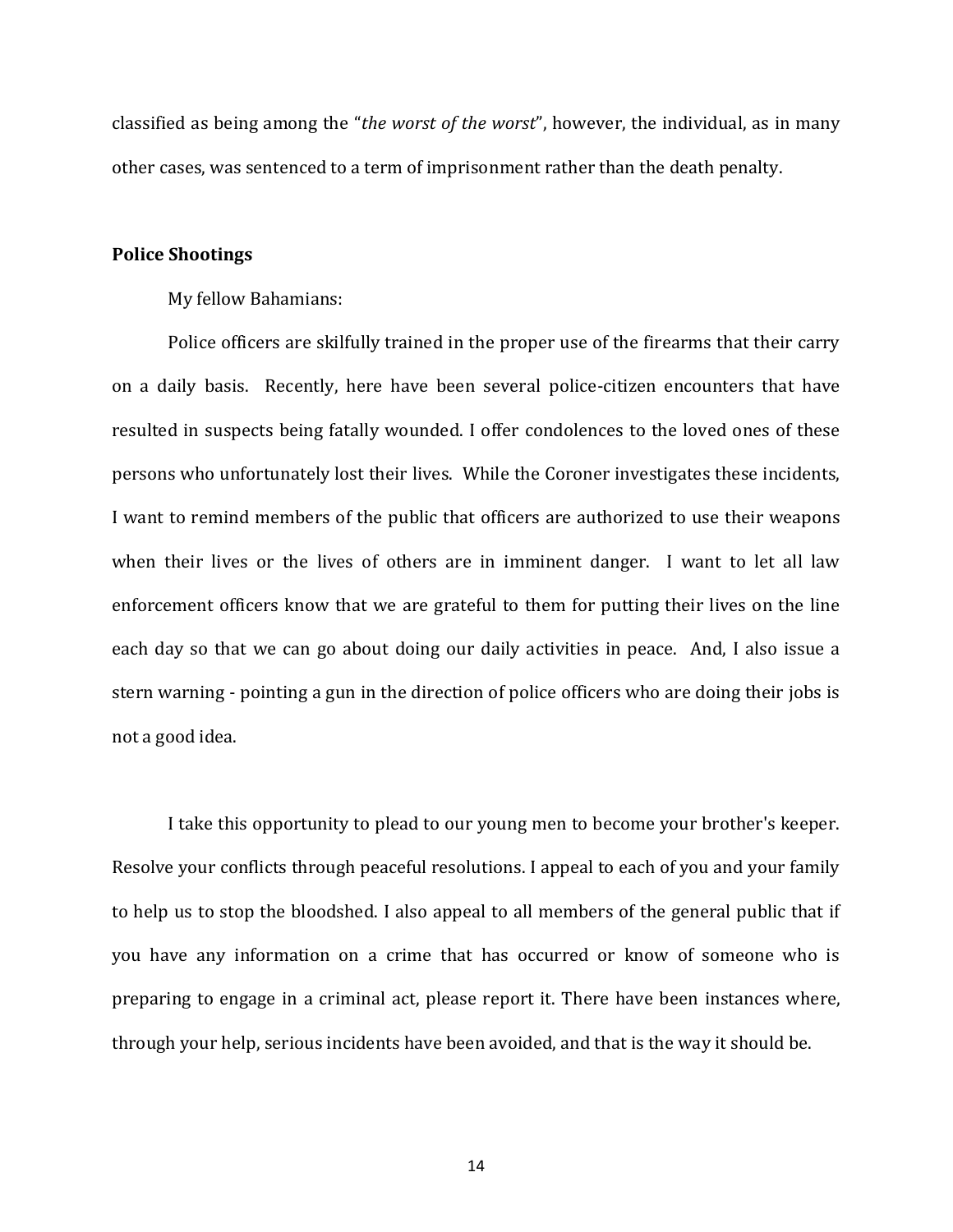classified as being among the "*the worst of the worst*", however, the individual, as in many other cases, was sentenced to a term of imprisonment rather than the death penalty.

**Police Shootings**

My fellow Bahamians:

Police officers are skilfully trained in the proper use of the firearms that their carry on a daily basis. Recently, here have been several police-citizen encounters that have resulted in suspects being fatally wounded. I offer condolences to the loved ones of these persons who unfortunately lost their lives. While the Coroner investigates these incidents, I want to remind members of the public that officers are authorized to use their weapons when their lives or the lives of others are in imminent danger. I want to let all law enforcement officers know that we are grateful to them for putting their lives on the line each day so that we can go about doing our daily activities in peace. And, I also issue a stern warning - pointing a gun in the direction of police officers who are doing their jobs is not a good idea.

I take this opportunity to plead to our young men to become your brother's keeper. Resolve your conflicts through peaceful resolutions. I appeal to each of you and your family to help us to stop the bloodshed. I also appeal to all members of the general public that if you have any information on a crime that has occurred or know of someone who is preparing to engage in a criminal act, please report it. There have been instances where, through your help, serious incidents have been avoided, and that is the way it should be.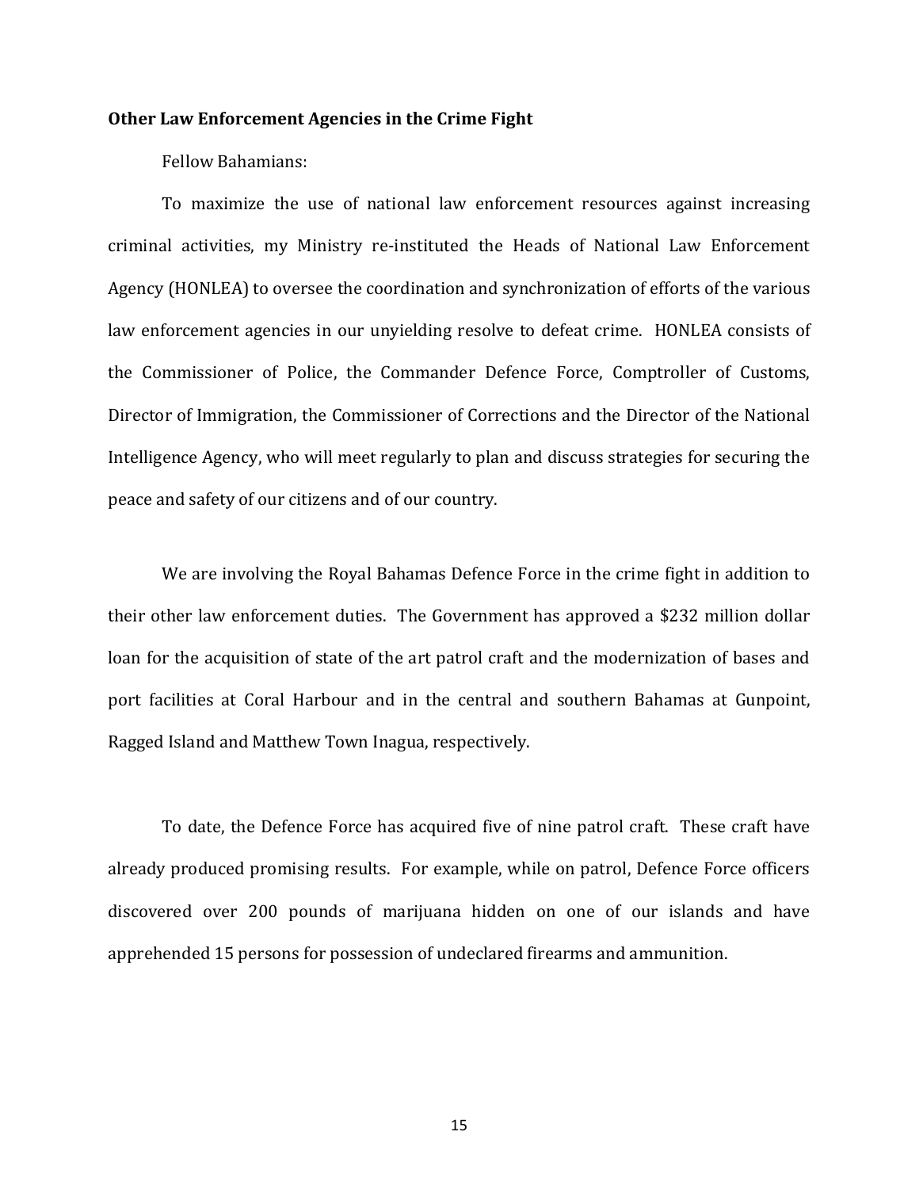**Other Law Enforcement Agencies in the Crime Fight**

Fellow Bahamians:

To maximize the use of national law enforcement resources against increasing criminal activities, my Ministry re-instituted the Heads of National Law Enforcement Agency (HONLEA) to oversee the coordination and synchronization of efforts of the various law enforcement agencies in our unyielding resolve to defeat crime. HONLEA consists of the Commissioner of Police, the Commander Defence Force, Comptroller of Customs, Director of Immigration, the Commissioner of Corrections and the Director of the National Intelligence Agency, who will meet regularly to plan and discuss strategies for securing the peace and safety of our citizens and of our country.

We are involving the Royal Bahamas Defence Force in the crime fight in addition to their other law enforcement duties. The Government has approved a $232 million dollar loan for the acquisition of state of the art patrol craft and the modernization of bases and port facilities at Coral Harbour and in the central and southern Bahamas at Gunpoint, Ragged Island and Matthew Town Inagua, respectively.

To date, the Defence Force has acquired five of nine patrol craft. These craft have already produced promising results. For example, while on patrol, Defence Force officers discovered over 200 pounds of marijuana hidden on one of our islands and have apprehended 15 persons for possession of undeclared firearms and ammunition.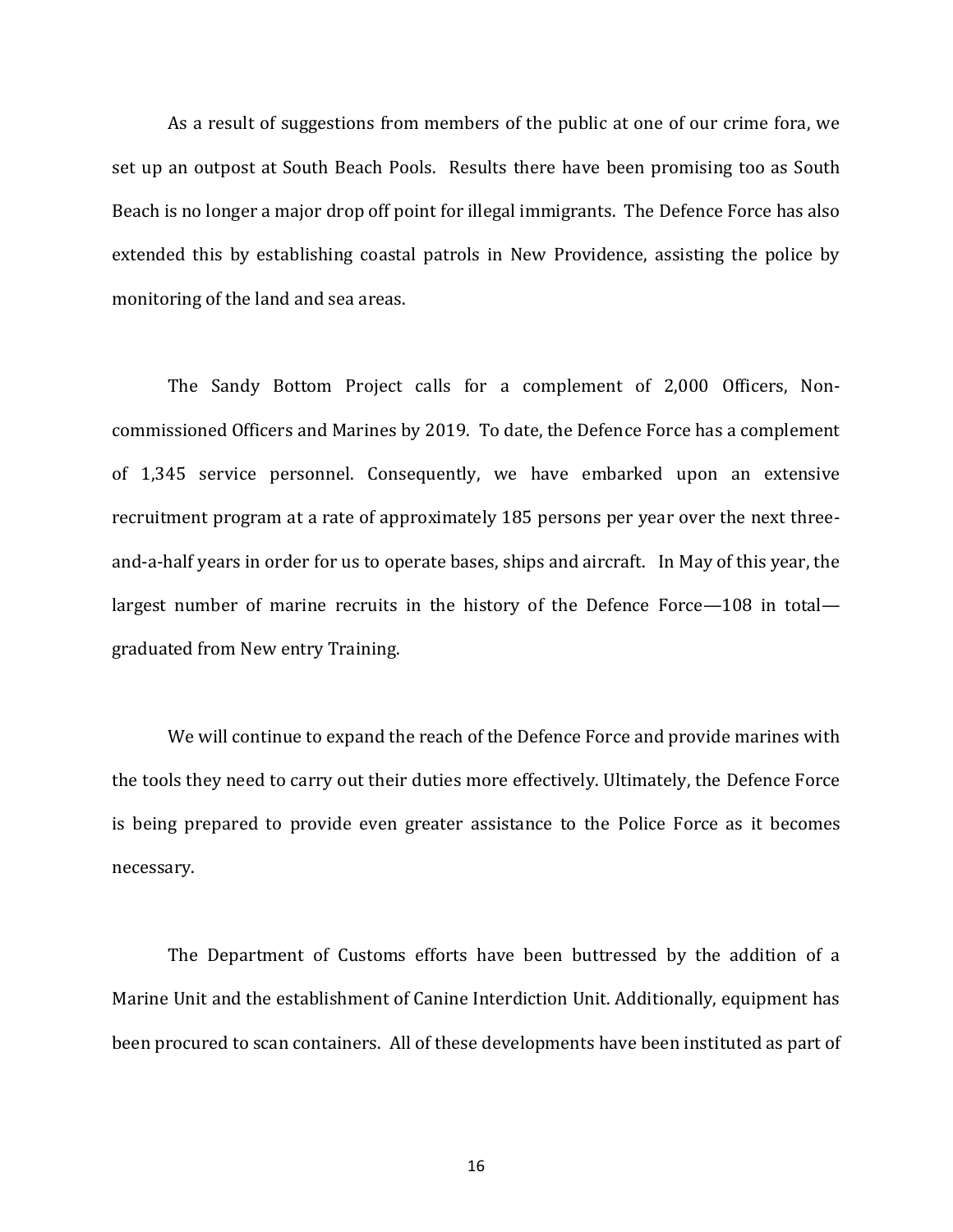As a result of suggestions from members of the public at one of our crime fora, we set up an outpost at South Beach Pools. Results there have been promising too as South Beach is no longer a major drop off point for illegal immigrants. The Defence Force has also extended this by establishing coastal patrols in New Providence, assisting the police by monitoring of the land and sea areas.

The Sandy Bottom Project calls for a complement of 2,000 Officers, Non-commissioned Officers and Marines by 2019. To date, the Defence Force has a complement of 1,345 service personnel. Consequently, we have embarked upon an extensive recruitment program at a rate of approximately 185 persons per year over the next three-and-a-half years in order for us to operate bases, ships and aircraft. In May of this year, the largest number of marine recruits in the history of the Defence Force—108 in total—graduated from New entry Training.

We will continue to expand the reach of the Defence Force and provide marines with the tools they need to carry out their duties more effectively. Ultimately, the Defence Force is being prepared to provide even greater assistance to the Police Force as it becomes necessary.

The Department of Customs efforts have been buttressed by the addition of a Marine Unit and the establishment of Canine Interdiction Unit. Additionally, equipment has been procured to scan containers. All of these developments have been instituted as part of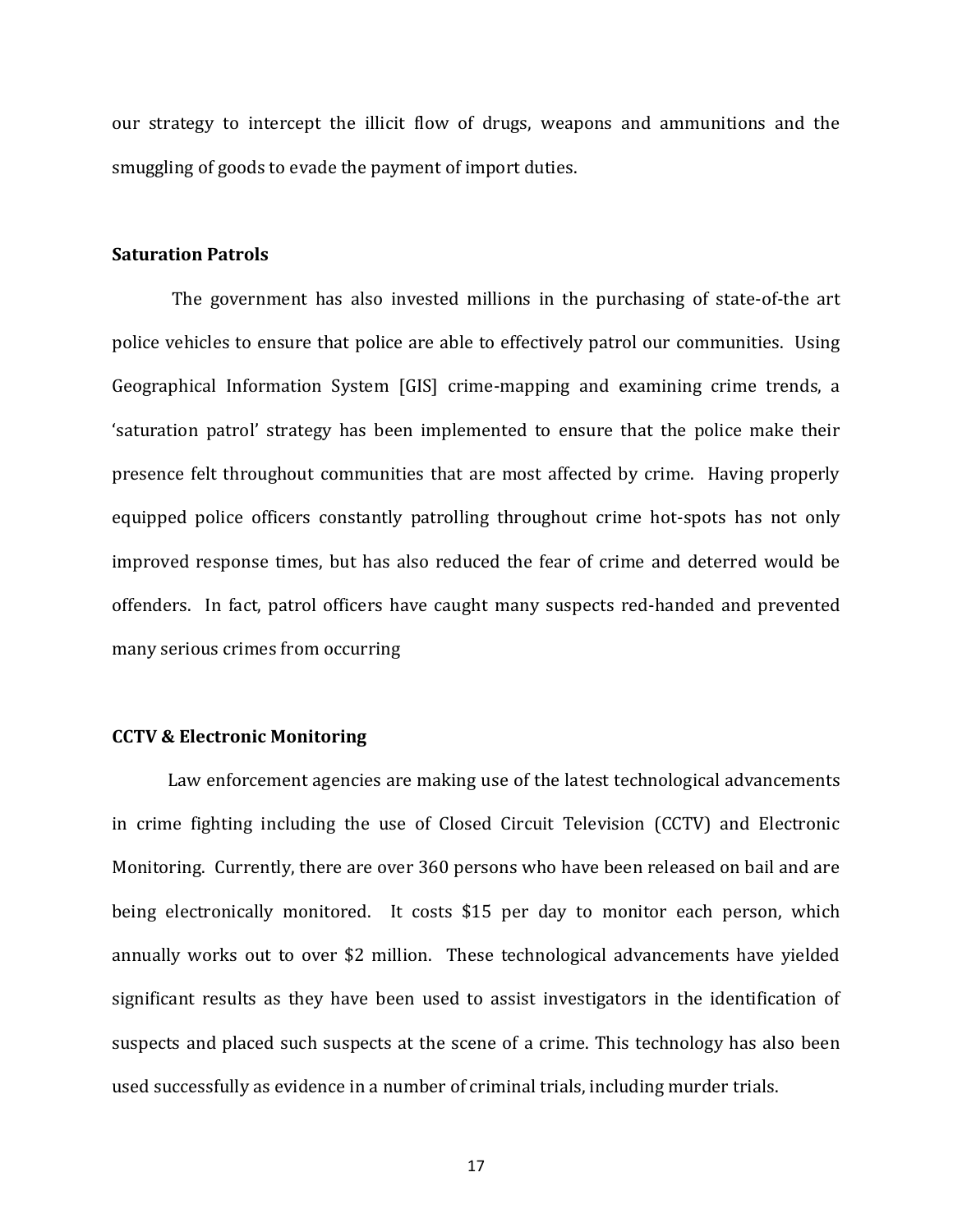our strategy to intercept the illicit flow of drugs, weapons and ammunitions and the smuggling of goods to evade the payment of import duties.

**Saturation Patrols**

The government has also invested millions in the purchasing of state-of-the art police vehicles to ensure that police are able to effectively patrol our communities. Using Geographical Information System [GIS] crime-mapping and examining crime trends, a 'saturation patrol' strategy has been implemented to ensure that the police make their presence felt throughout communities that are most affected by crime. Having properly equipped police officers constantly patrolling throughout crime hot-spots has not only improved response times, but has also reduced the fear of crime and deterred would be offenders. In fact, patrol officers have caught many suspects red-handed and prevented many serious crimes from occurring

**CCTV & Electronic Monitoring**

Law enforcement agencies are making use of the latest technological advancements in crime fighting including the use of Closed Circuit Television (CCTV) and Electronic Monitoring. Currently, there are over 360 persons who have been released on bail and are being electronically monitored. It costs $15 per day to monitor each person, which annually works out to over $2 million. These technological advancements have yielded significant results as they have been used to assist investigators in the identification of suspects and placed such suspects at the scene of a crime. This technology has also been used successfully as evidence in a number of criminal trials, including murder trials.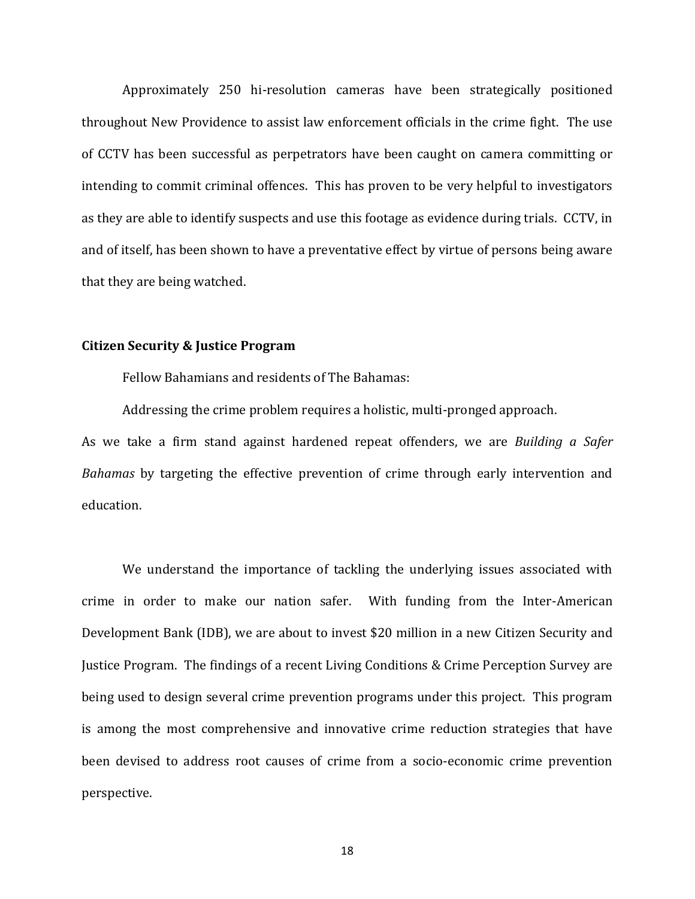Approximately 250 hi-resolution cameras have been strategically positioned throughout New Providence to assist law enforcement officials in the crime fight. The use of CCTV has been successful as perpetrators have been caught on camera committing or intending to commit criminal offences. This has proven to be very helpful to investigators as they are able to identify suspects and use this footage as evidence during trials. CCTV, in and of itself, has been shown to have a preventative effect by virtue of persons being aware that they are being watched.

**Citizen Security & Justice Program**

Fellow Bahamians and residents of The Bahamas:

Addressing the crime problem requires a holistic, multi-pronged approach. As we take a firm stand against hardened repeat offenders, we are *Building a Safer Bahamas* by targeting the effective prevention of crime through early intervention and education.

We understand the importance of tackling the underlying issues associated with crime in order to make our nation safer. With funding from the Inter-American Development Bank (IDB), we are about to invest $20 million in a new Citizen Security and Justice Program. The findings of a recent Living Conditions & Crime Perception Survey are being used to design several crime prevention programs under this project. This program is among the most comprehensive and innovative crime reduction strategies that have been devised to address root causes of crime from a socio-economic crime prevention perspective.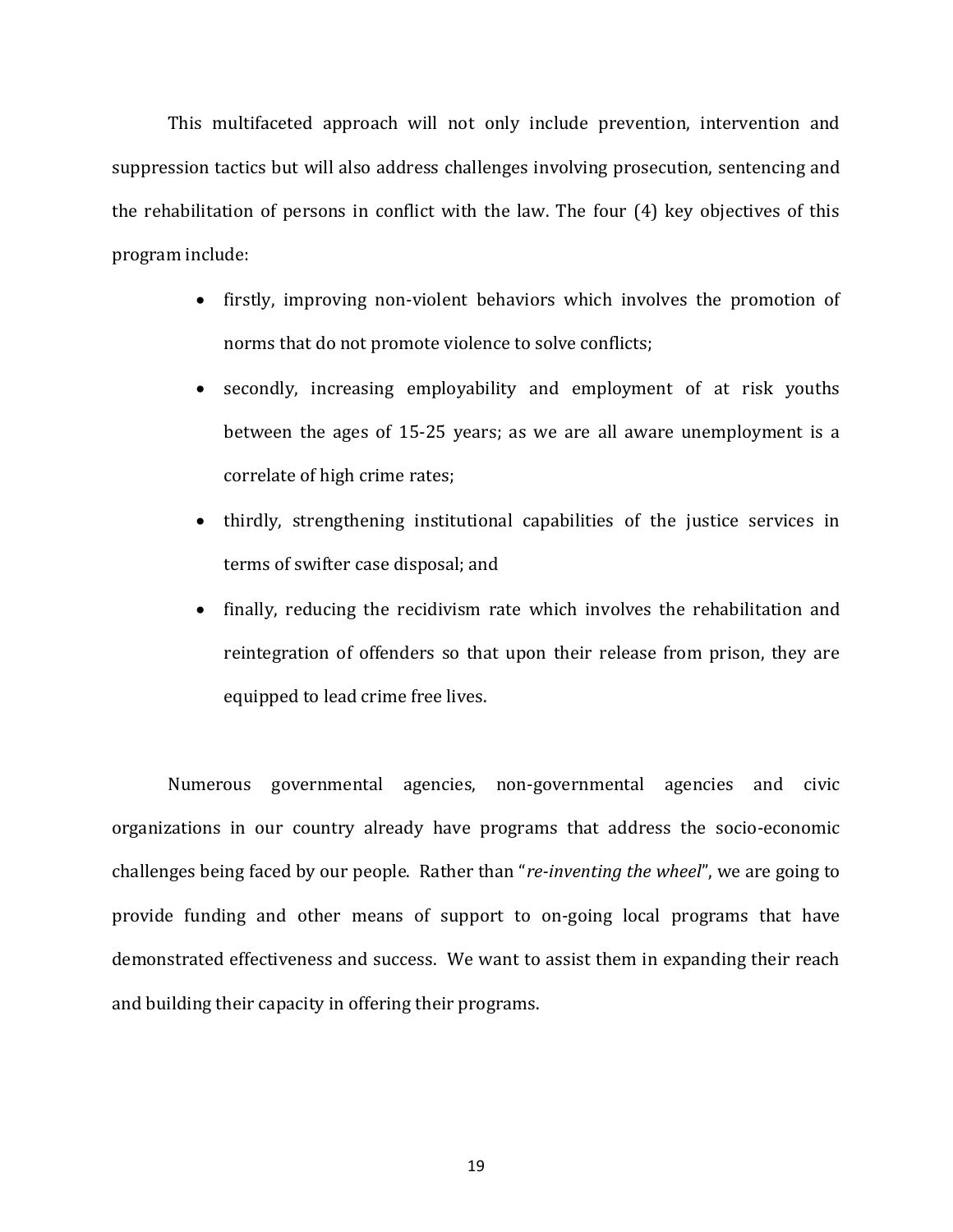This multifaceted approach will not only include prevention, intervention and suppression tactics but will also address challenges involving prosecution, sentencing and the rehabilitation of persons in conflict with the law. The four (4) key objectives of this program include:

- firstly, improving non-violent behaviors which involves the promotion of norms that do not promote violence to solve conflicts;
- secondly, increasing employability and employment of at risk youths between the ages of 15-25 years; as we are all aware unemployment is a correlate of high crime rates;
- thirdly, strengthening institutional capabilities of the justice services in terms of swifter case disposal; and
- finally, reducing the recidivism rate which involves the rehabilitation and reintegration of offenders so that upon their release from prison, they are equipped to lead crime free lives.

Numerous governmental agencies, non-governmental agencies and civic organizations in our country already have programs that address the socio-economic challenges being faced by our people. Rather than "*re-inventing the wheel*", we are going to provide funding and other means of support to on-going local programs that have demonstrated effectiveness and success. We want to assist them in expanding their reach and building their capacity in offering their programs.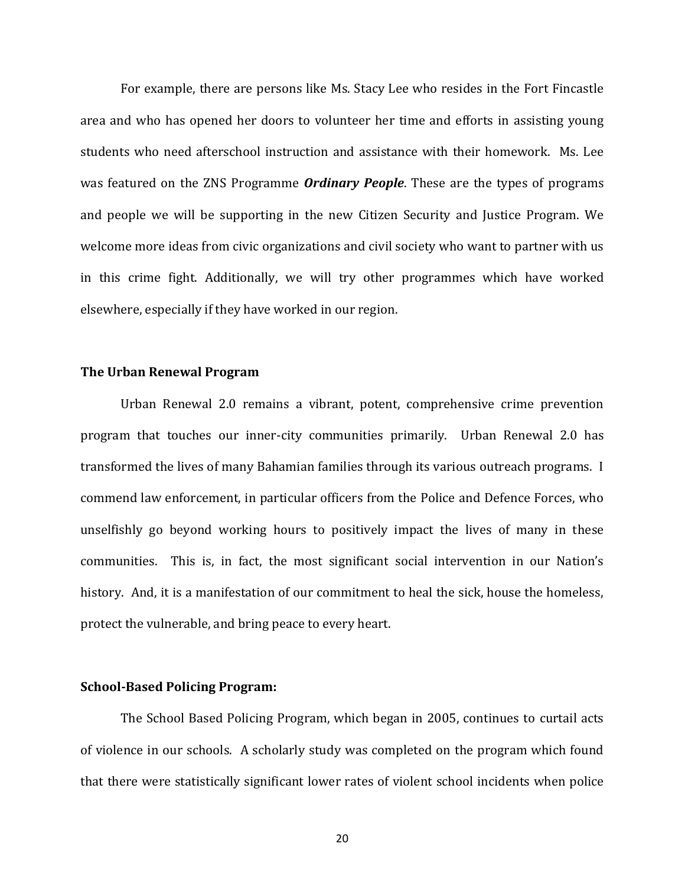For example, there are persons like Ms. Stacy Lee who resides in the Fort Fincastle area and who has opened her doors to volunteer her time and efforts in assisting young students who need afterschool instruction and assistance with their homework. Ms. Lee was featured on the ZNS Programme ***Ordinary People***. These are the types of programs and people we will be supporting in the new Citizen Security and Justice Program. We welcome more ideas from civic organizations and civil society who want to partner with us in this crime fight. Additionally, we will try other programmes which have worked elsewhere, especially if they have worked in our region.

**The Urban Renewal Program**

Urban Renewal 2.0 remains a vibrant, potent, comprehensive crime prevention program that touches our inner-city communities primarily. Urban Renewal 2.0 has transformed the lives of many Bahamian families through its various outreach programs. I commend law enforcement, in particular officers from the Police and Defence Forces, who unselfishly go beyond working hours to positively impact the lives of many in these communities. This is, in fact, the most significant social intervention in our Nation's history. And, it is a manifestation of our commitment to heal the sick, house the homeless, protect the vulnerable, and bring peace to every heart.

**School-Based Policing Program:**

The School Based Policing Program, which began in 2005, continues to curtail acts of violence in our schools. A scholarly study was completed on the program which found that there were statistically significant lower rates of violent school incidents when police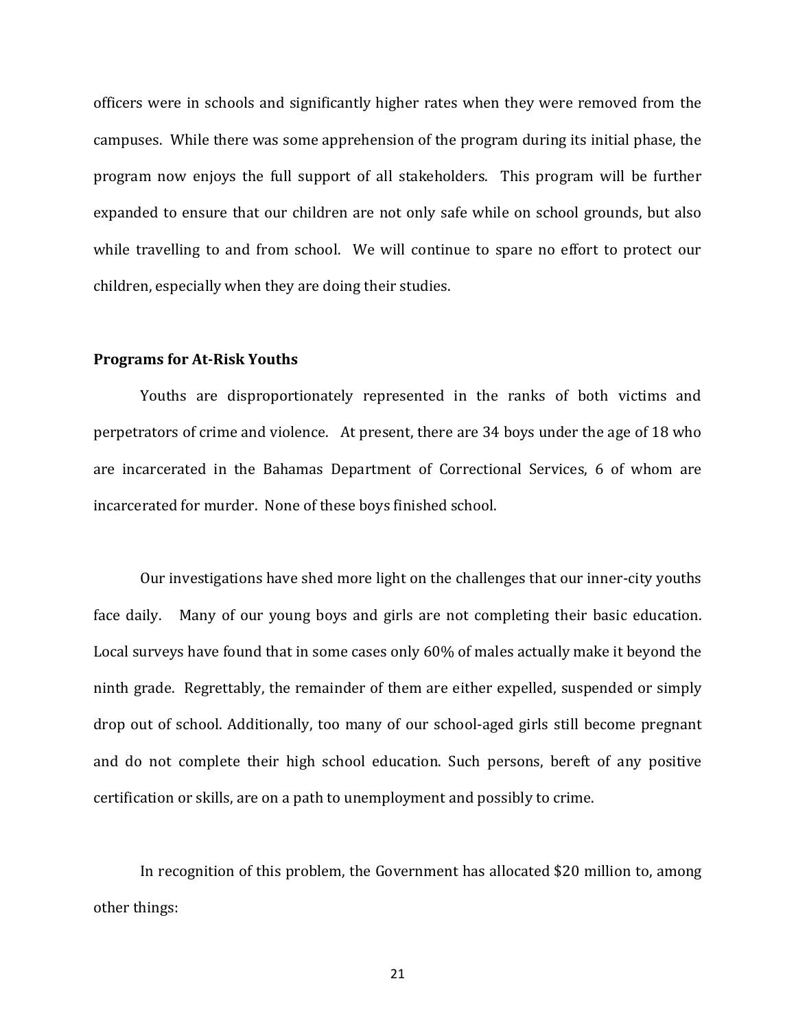officers were in schools and significantly higher rates when they were removed from the campuses. While there was some apprehension of the program during its initial phase, the program now enjoys the full support of all stakeholders. This program will be further expanded to ensure that our children are not only safe while on school grounds, but also while travelling to and from school. We will continue to spare no effort to protect our children, especially when they are doing their studies.

**Programs for At-Risk Youths**

Youths are disproportionately represented in the ranks of both victims and perpetrators of crime and violence. At present, there are 34 boys under the age of 18 who are incarcerated in the Bahamas Department of Correctional Services, 6 of whom are incarcerated for murder. None of these boys finished school.

Our investigations have shed more light on the challenges that our inner-city youths face daily. Many of our young boys and girls are not completing their basic education. Local surveys have found that in some cases only 60% of males actually make it beyond the ninth grade. Regrettably, the remainder of them are either expelled, suspended or simply drop out of school. Additionally, too many of our school-aged girls still become pregnant and do not complete their high school education. Such persons, bereft of any positive certification or skills, are on a path to unemployment and possibly to crime.

In recognition of this problem, the Government has allocated $20 million to, among other things: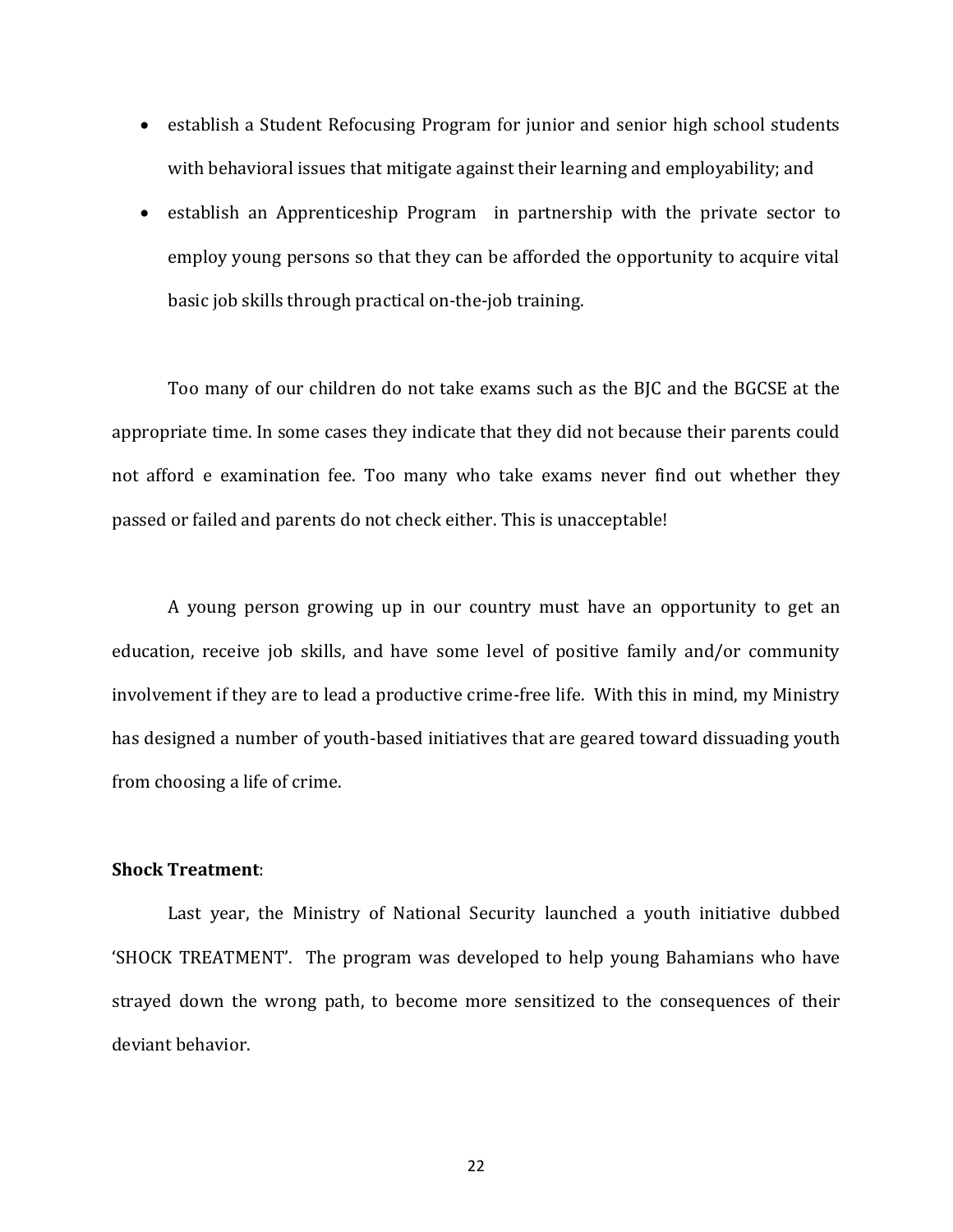- establish a Student Refocusing Program for junior and senior high school students with behavioral issues that mitigate against their learning and employability; and
- establish an Apprenticeship Program in partnership with the private sector to employ young persons so that they can be afforded the opportunity to acquire vital basic job skills through practical on-the-job training.

Too many of our children do not take exams such as the BJC and the BGCSE at the appropriate time. In some cases they indicate that they did not because their parents could not afford e examination fee. Too many who take exams never find out whether they passed or failed and parents do not check either. This is unacceptable!

A young person growing up in our country must have an opportunity to get an education, receive job skills, and have some level of positive family and/or community involvement if they are to lead a productive crime-free life. With this in mind, my Ministry has designed a number of youth-based initiatives that are geared toward dissuading youth from choosing a life of crime.

**Shock Treatment**:

Last year, the Ministry of National Security launched a youth initiative dubbed 'SHOCK TREATMENT'. The program was developed to help young Bahamians who have strayed down the wrong path, to become more sensitized to the consequences of their deviant behavior.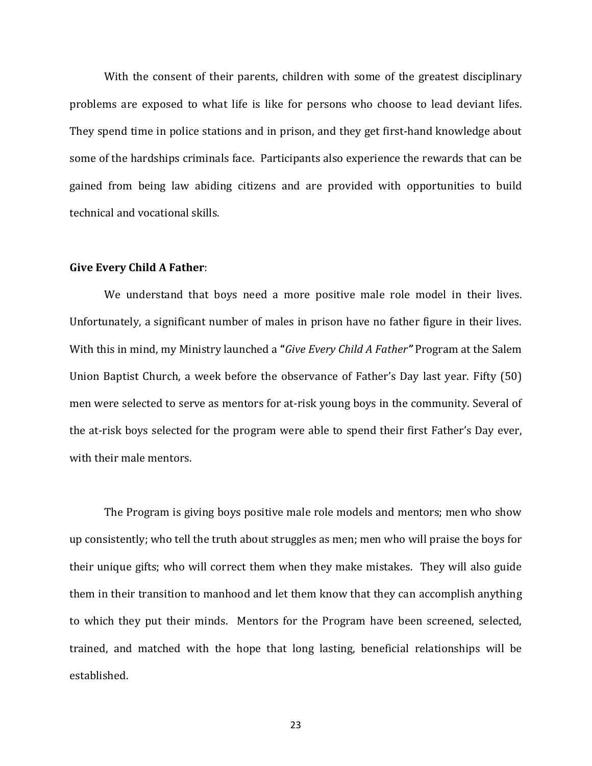With the consent of their parents, children with some of the greatest disciplinary problems are exposed to what life is like for persons who choose to lead deviant lifes. They spend time in police stations and in prison, and they get first-hand knowledge about some of the hardships criminals face. Participants also experience the rewards that can be gained from being law abiding citizens and are provided with opportunities to build technical and vocational skills.

**Give Every Child A Father**:

We understand that boys need a more positive male role model in their lives. Unfortunately, a significant number of males in prison have no father figure in their lives. With this in mind, my Ministry launched a **"***Give Every Child A Father"* Program at the Salem Union Baptist Church, a week before the observance of Father's Day last year. Fifty (50) men were selected to serve as mentors for at-risk young boys in the community. Several of the at-risk boys selected for the program were able to spend their first Father's Day ever, with their male mentors.

The Program is giving boys positive male role models and mentors; men who show up consistently; who tell the truth about struggles as men; men who will praise the boys for their unique gifts; who will correct them when they make mistakes. They will also guide them in their transition to manhood and let them know that they can accomplish anything to which they put their minds. Mentors for the Program have been screened, selected, trained, and matched with the hope that long lasting, beneficial relationships will be established.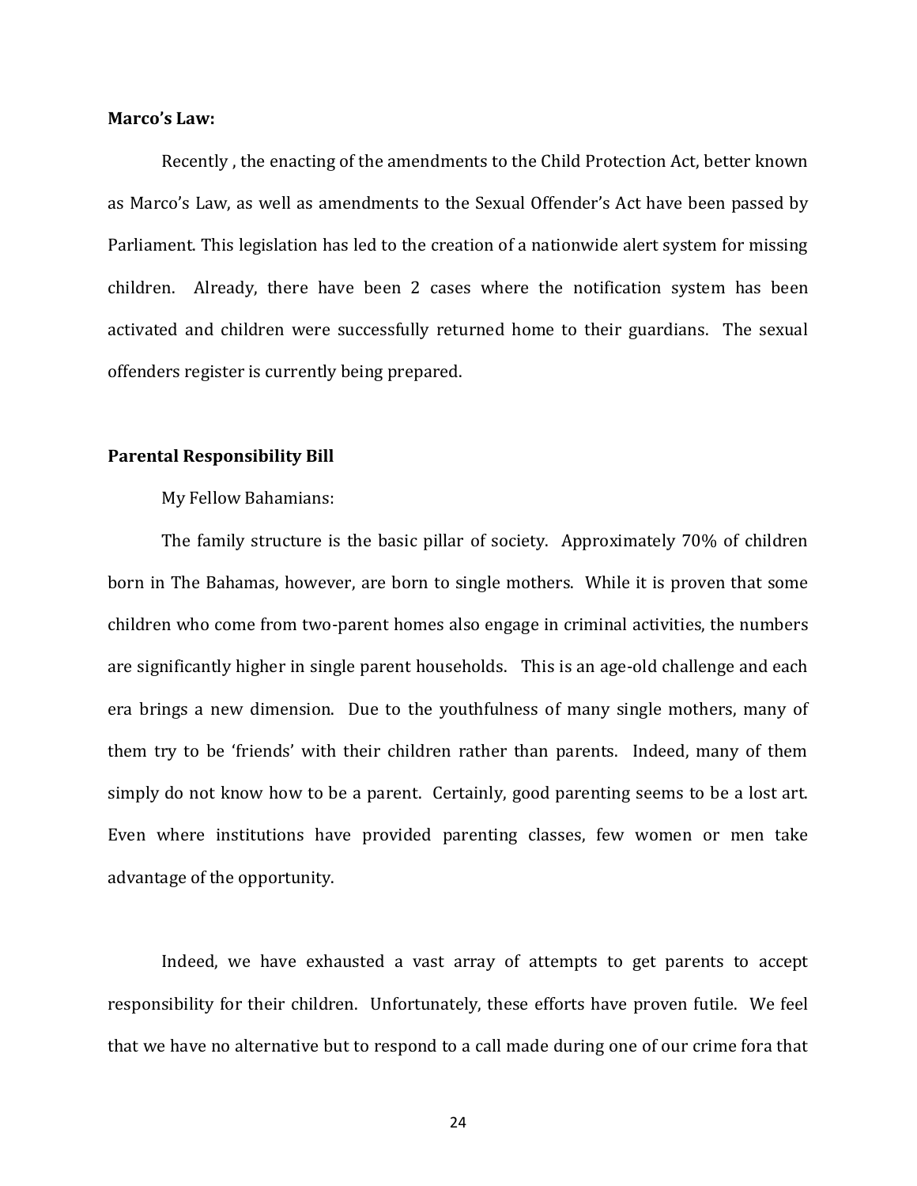**Marco's Law:**

Recently , the enacting of the amendments to the Child Protection Act, better known as Marco's Law, as well as amendments to the Sexual Offender's Act have been passed by Parliament. This legislation has led to the creation of a nationwide alert system for missing children. Already, there have been 2 cases where the notification system has been activated and children were successfully returned home to their guardians. The sexual offenders register is currently being prepared.

**Parental Responsibility Bill**

My Fellow Bahamians:

The family structure is the basic pillar of society. Approximately 70% of children born in The Bahamas, however, are born to single mothers. While it is proven that some children who come from two-parent homes also engage in criminal activities, the numbers are significantly higher in single parent households. This is an age-old challenge and each era brings a new dimension. Due to the youthfulness of many single mothers, many of them try to be 'friends' with their children rather than parents. Indeed, many of them simply do not know how to be a parent. Certainly, good parenting seems to be a lost art. Even where institutions have provided parenting classes, few women or men take advantage of the opportunity.

Indeed, we have exhausted a vast array of attempts to get parents to accept responsibility for their children. Unfortunately, these efforts have proven futile. We feel that we have no alternative but to respond to a call made during one of our crime fora that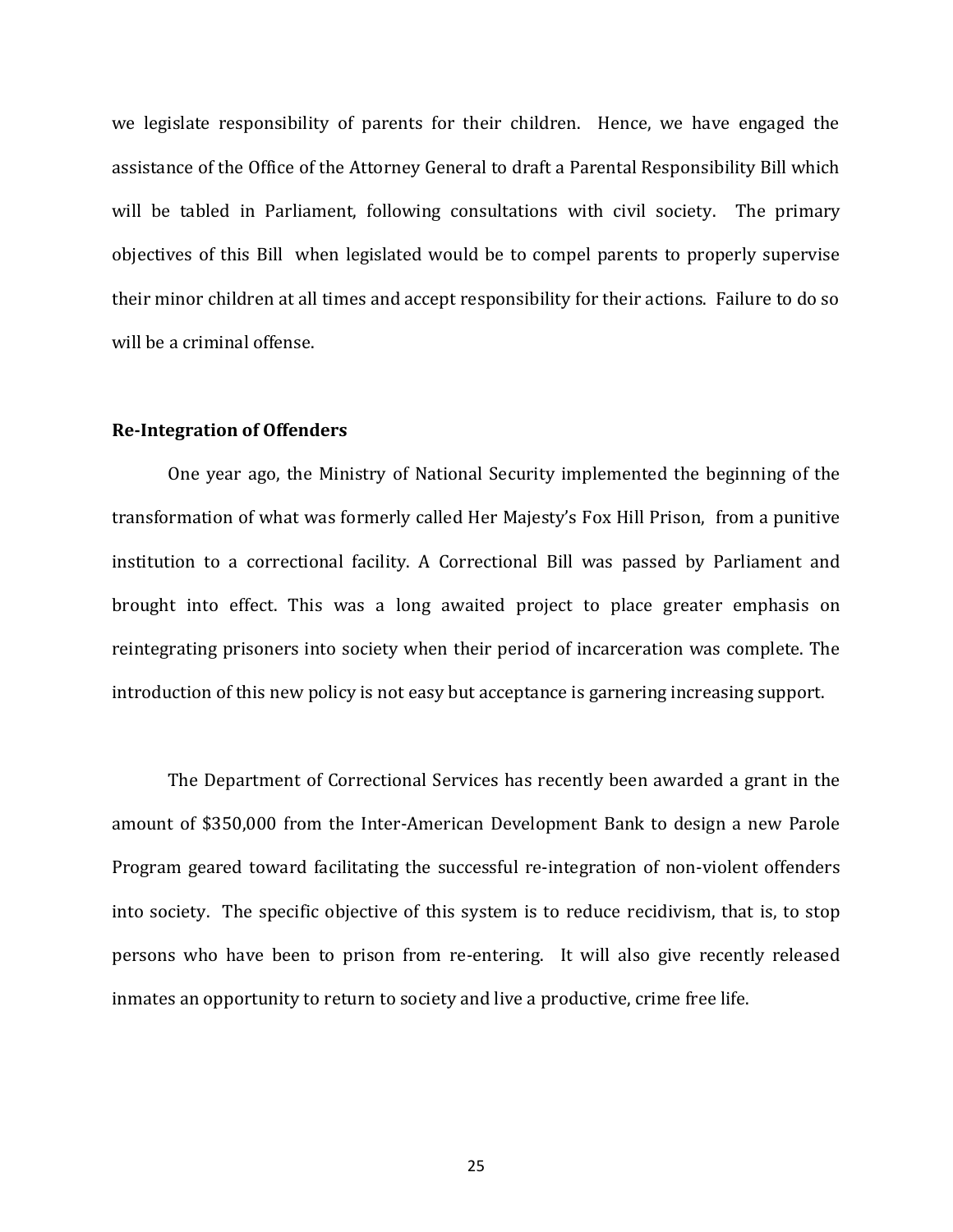we legislate responsibility of parents for their children. Hence, we have engaged the assistance of the Office of the Attorney General to draft a Parental Responsibility Bill which will be tabled in Parliament, following consultations with civil society. The primary objectives of this Bill when legislated would be to compel parents to properly supervise their minor children at all times and accept responsibility for their actions. Failure to do so will be a criminal offense.

**Re-Integration of Offenders**

One year ago, the Ministry of National Security implemented the beginning of the transformation of what was formerly called Her Majesty's Fox Hill Prison, from a punitive institution to a correctional facility. A Correctional Bill was passed by Parliament and brought into effect. This was a long awaited project to place greater emphasis on reintegrating prisoners into society when their period of incarceration was complete. The introduction of this new policy is not easy but acceptance is garnering increasing support.

The Department of Correctional Services has recently been awarded a grant in the amount of $350,000 from the Inter-American Development Bank to design a new Parole Program geared toward facilitating the successful re-integration of non-violent offenders into society. The specific objective of this system is to reduce recidivism, that is, to stop persons who have been to prison from re-entering. It will also give recently released inmates an opportunity to return to society and live a productive, crime free life.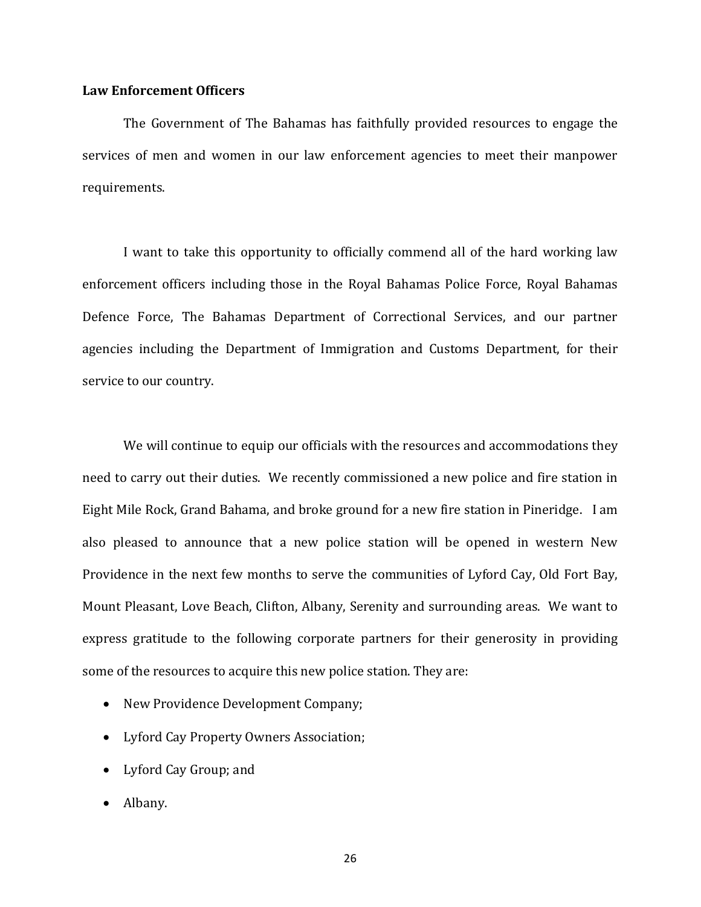**Law Enforcement Officers**

The Government of The Bahamas has faithfully provided resources to engage the services of men and women in our law enforcement agencies to meet their manpower requirements.

I want to take this opportunity to officially commend all of the hard working law enforcement officers including those in the Royal Bahamas Police Force, Royal Bahamas Defence Force, The Bahamas Department of Correctional Services, and our partner agencies including the Department of Immigration and Customs Department, for their service to our country.

We will continue to equip our officials with the resources and accommodations they need to carry out their duties. We recently commissioned a new police and fire station in Eight Mile Rock, Grand Bahama, and broke ground for a new fire station in Pineridge. I am also pleased to announce that a new police station will be opened in western New Providence in the next few months to serve the communities of Lyford Cay, Old Fort Bay, Mount Pleasant, Love Beach, Clifton, Albany, Serenity and surrounding areas. We want to express gratitude to the following corporate partners for their generosity in providing some of the resources to acquire this new police station. They are:

- New Providence Development Company;
- Lyford Cay Property Owners Association;
- Lyford Cay Group; and
- Albany.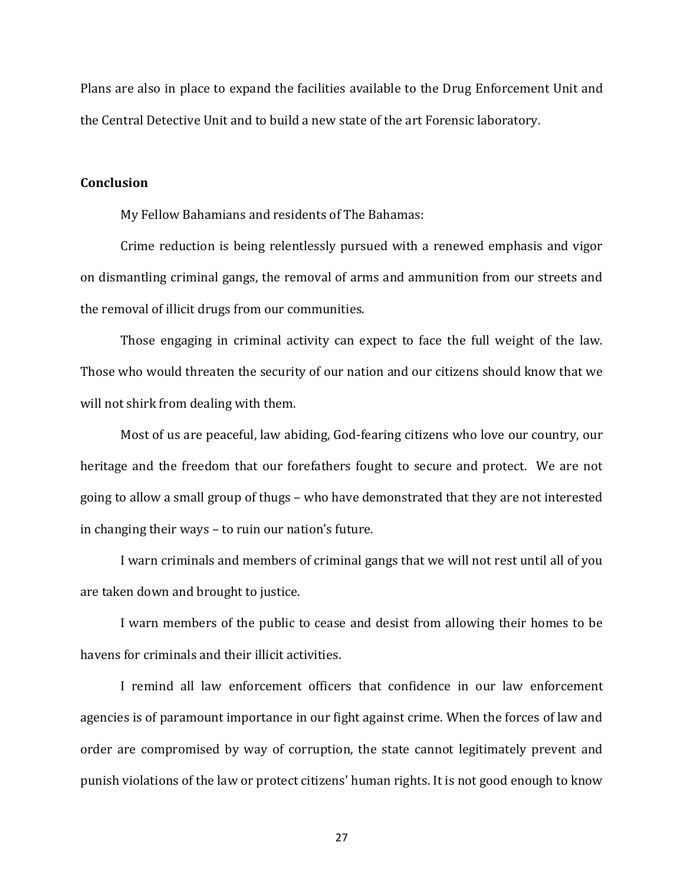Plans are also in place to expand the facilities available to the Drug Enforcement Unit and the Central Detective Unit and to build a new state of the art Forensic laboratory.

**Conclusion**

My Fellow Bahamians and residents of The Bahamas:

Crime reduction is being relentlessly pursued with a renewed emphasis and vigor on dismantling criminal gangs, the removal of arms and ammunition from our streets and the removal of illicit drugs from our communities.

Those engaging in criminal activity can expect to face the full weight of the law. Those who would threaten the security of our nation and our citizens should know that we will not shirk from dealing with them.

Most of us are peaceful, law abiding, God-fearing citizens who love our country, our heritage and the freedom that our forefathers fought to secure and protect. We are not going to allow a small group of thugs – who have demonstrated that they are not interested in changing their ways – to ruin our nation's future.

I warn criminals and members of criminal gangs that we will not rest until all of you are taken down and brought to justice.

I warn members of the public to cease and desist from allowing their homes to be havens for criminals and their illicit activities.

I remind all law enforcement officers that confidence in our law enforcement agencies is of paramount importance in our fight against crime. When the forces of law and order are compromised by way of corruption, the state cannot legitimately prevent and punish violations of the law or protect citizens' human rights. It is not good enough to know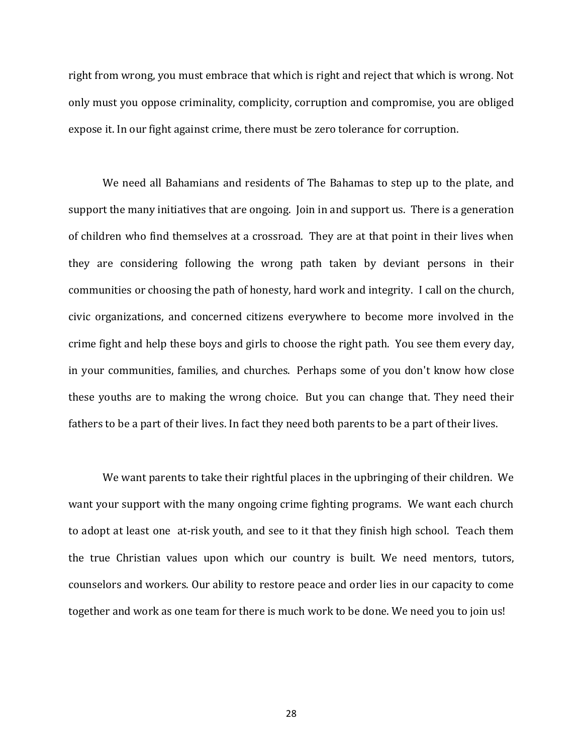right from wrong, you must embrace that which is right and reject that which is wrong. Not only must you oppose criminality, complicity, corruption and compromise, you are obliged expose it. In our fight against crime, there must be zero tolerance for corruption.

We need all Bahamians and residents of The Bahamas to step up to the plate, and support the many initiatives that are ongoing. Join in and support us. There is a generation of children who find themselves at a crossroad. They are at that point in their lives when they are considering following the wrong path taken by deviant persons in their communities or choosing the path of honesty, hard work and integrity. I call on the church, civic organizations, and concerned citizens everywhere to become more involved in the crime fight and help these boys and girls to choose the right path. You see them every day, in your communities, families, and churches. Perhaps some of you don't know how close these youths are to making the wrong choice. But you can change that. They need their fathers to be a part of their lives. In fact they need both parents to be a part of their lives.

We want parents to take their rightful places in the upbringing of their children. We want your support with the many ongoing crime fighting programs. We want each church to adopt at least one at-risk youth, and see to it that they finish high school. Teach them the true Christian values upon which our country is built. We need mentors, tutors, counselors and workers. Our ability to restore peace and order lies in our capacity to come together and work as one team for there is much work to be done. We need you to join us!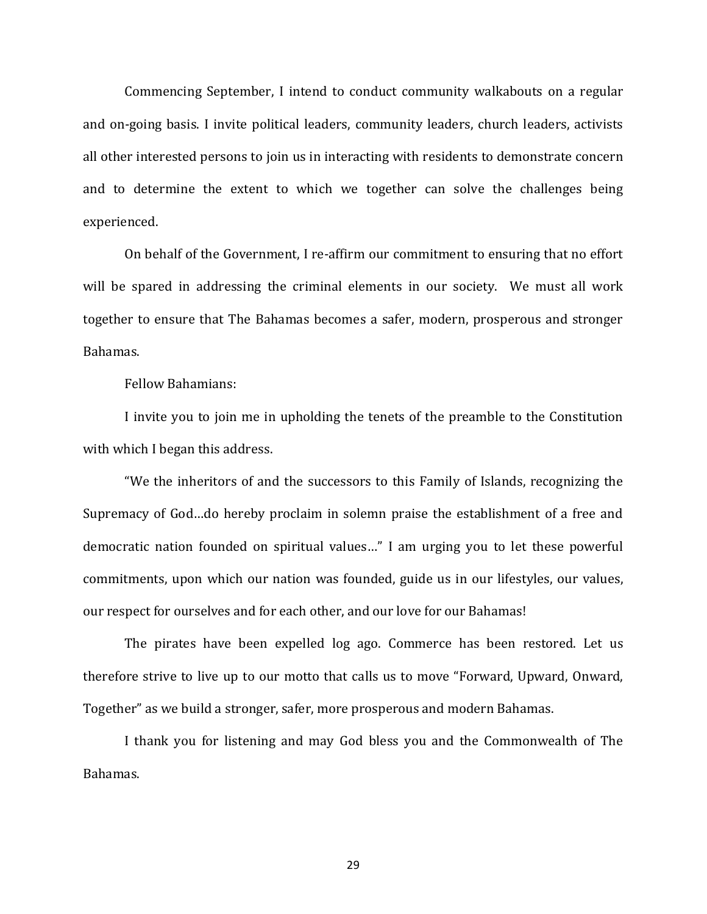Commencing September, I intend to conduct community walkabouts on a regular and on-going basis. I invite political leaders, community leaders, church leaders, activists all other interested persons to join us in interacting with residents to demonstrate concern and to determine the extent to which we together can solve the challenges being experienced.

On behalf of the Government, I re-affirm our commitment to ensuring that no effort will be spared in addressing the criminal elements in our society. We must all work together to ensure that The Bahamas becomes a safer, modern, prosperous and stronger Bahamas.

Fellow Bahamians:

I invite you to join me in upholding the tenets of the preamble to the Constitution with which I began this address.

"We the inheritors of and the successors to this Family of Islands, recognizing the Supremacy of God…do hereby proclaim in solemn praise the establishment of a free and democratic nation founded on spiritual values…" I am urging you to let these powerful commitments, upon which our nation was founded, guide us in our lifestyles, our values, our respect for ourselves and for each other, and our love for our Bahamas!

The pirates have been expelled log ago. Commerce has been restored. Let us therefore strive to live up to our motto that calls us to move "Forward, Upward, Onward, Together" as we build a stronger, safer, more prosperous and modern Bahamas.

I thank you for listening and may God bless you and the Commonwealth of The Bahamas.